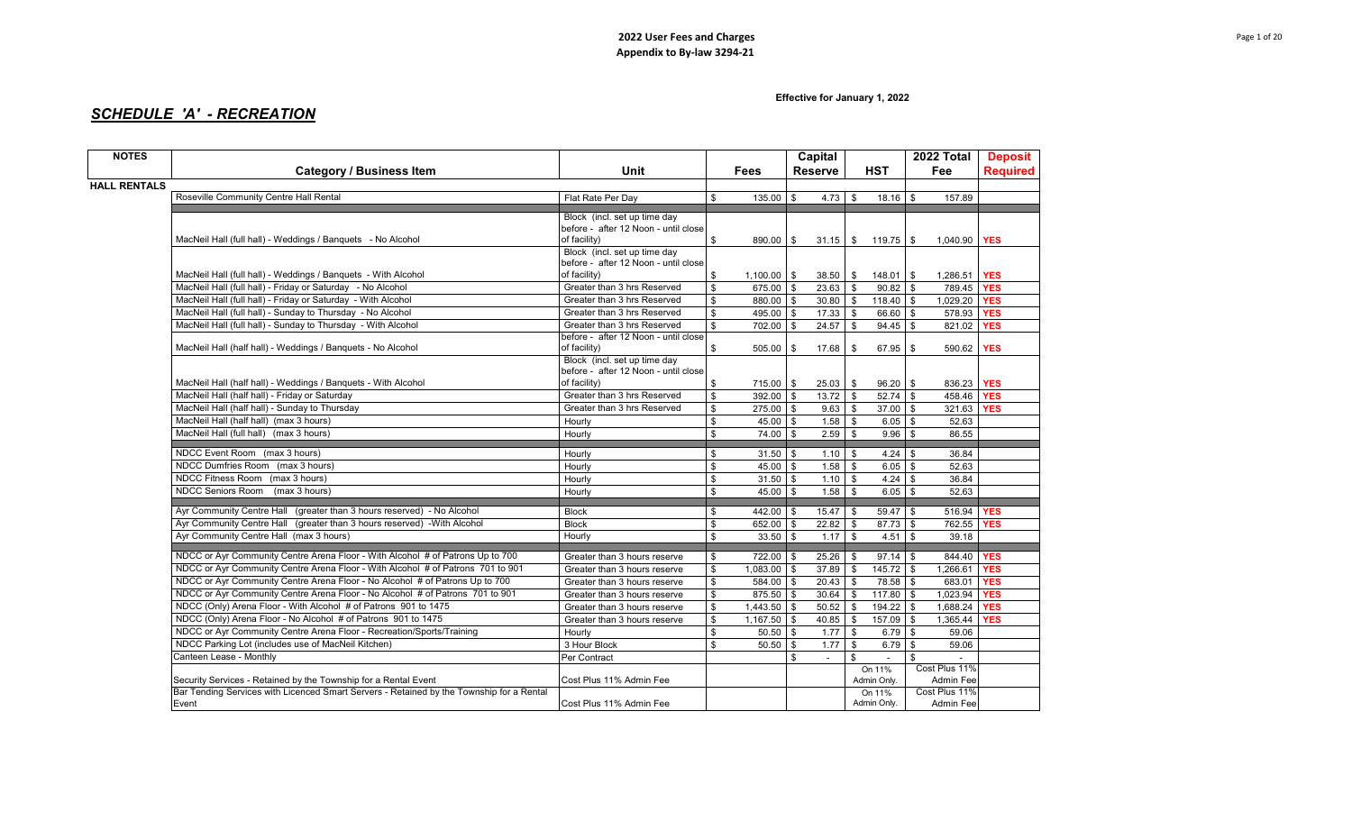## 2022 User Fees and Charges
**Appendix to By-law 3294-21**

**Effective for January 1, 2022**

## *SCHEDULE 'A' - RECREATION*

| NOTES | Category / Business Item | Unit | Fees | Capital Reserve | HST | 2022 Total Fee | Deposit Required |
|---|---|---|---|---|---|---|---|
| **HALL RENTALS** | | | | | | | |
| | Roseville Community Centre Hall Rental | Flat Rate Per Day | $ 135.00 | $ 4.73 | $ 18.16 | $ 157.89 | |
| | MacNeil Hall (full hall) - Weddings / Banquets - No Alcohol | Block (incl. set up time day before - after 12 Noon - until close of facility) | $ 890.00 | $ 31.15 | $ 119.75 | $ 1,040.90 | YES |
| | MacNeil Hall (full hall) - Weddings / Banquets - With Alcohol | Block (incl. set up time day before - after 12 Noon - until close of facility) | $ 1,100.00 | $ 38.50 | $ 148.01 | $ 1,286.51 | YES |
| | MacNeil Hall (full hall) - Friday or Saturday - No Alcohol | Greater than 3 hrs Reserved | $ 675.00 | $ 23.63 | $ 90.82 | $ 789.45 | YES |
| | MacNeil Hall (full hall) - Friday or Saturday - With Alcohol | Greater than 3 hrs Reserved | $ 880.00 | $ 30.80 | $ 118.40 | $ 1,029.20 | YES |
| | MacNeil Hall (full hall) - Sunday to Thursday - No Alcohol | Greater than 3 hrs Reserved | $ 495.00 | $ 17.33 | $ 66.60 | $ 578.93 | YES |
| | MacNeil Hall (full hall) - Sunday to Thursday - With Alcohol | Greater than 3 hrs Reserved | $ 702.00 | $ 24.57 | $ 94.45 | $ 821.02 | YES |
| | MacNeil Hall (half hall) - Weddings / Banquets - No Alcohol | before - after 12 Noon - until close of facility) | $ 505.00 | $ 17.68 | $ 67.95 | $ 590.62 | YES |
| | MacNeil Hall (half hall) - Weddings / Banquets - With Alcohol | Block (incl. set up time day before - after 12 Noon - until close of facility) | $ 715.00 | $ 25.03 | $ 96.20 | $ 836.23 | YES |
| | MacNeil Hall (half hall) - Friday or Saturday | Greater than 3 hrs Reserved | $ 392.00 | $ 13.72 | $ 52.74 | $ 458.46 | YES |
| | MacNeil Hall (half hall) - Sunday to Thursday | Greater than 3 hrs Reserved | $ 275.00 | $ 9.63 | $ 37.00 | $ 321.63 | YES |
| | MacNeil Hall (half hall) (max 3 hours) | Hourly | $ 45.00 | $ 1.58 | $ 6.05 | $ 52.63 | |
| | MacNeil Hall (full hall) (max 3 hours) | Hourly | $ 74.00 | $ 2.59 | $ 9.96 | $ 86.55 | |
| | NDCC Event Room (max 3 hours) | Hourly | $ 31.50 | $ 1.10 | $ 4.24 | $ 36.84 | |
| | NDCC Dumfries Room (max 3 hours) | Hourly | $ 45.00 | $ 1.58 | $ 6.05 | $ 52.63 | |
| | NDCC Fitness Room (max 3 hours) | Hourly | $ 31.50 | $ 1.10 | $ 4.24 | $ 36.84 | |
| | NDCC Seniors Room (max 3 hours) | Hourly | $ 45.00 | $ 1.58 | $ 6.05 | $ 52.63 | |
| | Ayr Community Centre Hall (greater than 3 hours reserved) - No Alcohol | Block | $ 442.00 | $ 15.47 | $ 59.47 | $ 516.94 | YES |
| | Ayr Community Centre Hall (greater than 3 hours reserved) -With Alcohol | Block | $ 652.00 | $ 22.82 | $ 87.73 | $ 762.55 | YES |
| | Ayr Community Centre Hall (max 3 hours) | Hourly | $ 33.50 | $ 1.17 | $ 4.51 | $ 39.18 | |
| | NDCC or Ayr Community Centre Arena Floor - With Alcohol # of Patrons Up to 700 | Greater than 3 hours reserve | $ 722.00 | $ 25.26 | $ 97.14 | $ 844.40 | YES |
| | NDCC or Ayr Community Centre Arena Floor - With Alcohol # of Patrons 701 to 901 | Greater than 3 hours reserve | $ 1,083.00 | $ 37.89 | $ 145.72 | $ 1,266.61 | YES |
| | NDCC or Ayr Community Centre Arena Floor - No Alcohol # of Patrons Up to 700 | Greater than 3 hours reserve | $ 584.00 | $ 20.43 | $ 78.58 | $ 683.01 | YES |
| | NDCC or Ayr Community Centre Arena Floor - No Alcohol # of Patrons 701 to 901 | Greater than 3 hours reserve | $ 875.50 | $ 30.64 | $ 117.80 | $ 1,023.94 | YES |
| | NDCC (Only) Arena Floor - With Alcohol # of Patrons 901 to 1475 | Greater than 3 hours reserve | $ 1,443.50 | $ 50.52 | $ 194.22 | $ 1,688.24 | YES |
| | NDCC (Only) Arena Floor - No Alcohol # of Patrons 901 to 1475 | Greater than 3 hours reserve | $ 1,167.50 | $ 40.85 | $ 157.09 | $ 1,365.44 | YES |
| | NDCC or Ayr Community Centre Arena Floor - Recreation/Sports/Training | Hourly | $ 50.50 | $ 1.77 | $ 6.79 | $ 59.06 | |
| | NDCC Parking Lot (includes use of MacNeil Kitchen) | 3 Hour Block | $ 50.50 | $ 1.77 | $ 6.79 | $ 59.06 | |
| | Canteen Lease - Monthly | Per Contract | | $ - | $ - | $ - | |
| | Security Services - Retained by the Township for a Rental Event | Cost Plus 11% Admin Fee | | | On 11% Admin Only. | Cost Plus 11% Admin Fee | |
| | Bar Tending Services with Licenced Smart Servers - Retained by the Township for a Rental Event | Cost Plus 11% Admin Fee | | | On 11% Admin Only. | Cost Plus 11% Admin Fee | |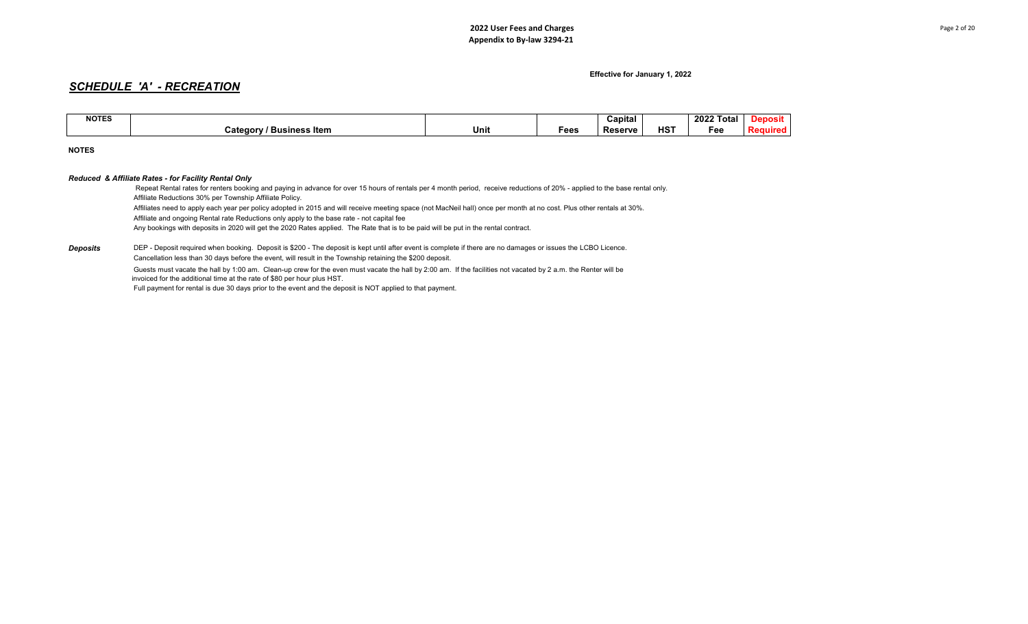**2022 User Fees and Charges**
**Appendix to By-law 3294-21**

**Effective for January 1, 2022**

## *SCHEDULE 'A' - RECREATION*

| NOTES | Category / Business Item | Unit | Fees | Capital Reserve | HST | 2022 Total Fee | Deposit Required |
|---|---|---|---|---|---|---|---|

**NOTES**

***Reduced & Affiliate Rates - for Facility Rental Only***

Repeat Rental rates for renters booking and paying in advance for over 15 hours of rentals per 4 month period, receive reductions of 20% - applied to the base rental only.

Affiliate Reductions 30% per Township Affiliate Policy.

Affiliates need to apply each year per policy adopted in 2015 and will receive meeting space (not MacNeil hall) once per month at no cost. Plus other rentals at 30%.

Affiliate and ongoing Rental rate Reductions only apply to the base rate - not capital fee

Any bookings with deposits in 2020 will get the 2020 Rates applied. The Rate that is to be paid will be put in the rental contract.

***Deposits***

DEP - Deposit required when booking. Deposit is $200 - The deposit is kept until after event is complete if there are no damages or issues the LCBO Licence.

Cancellation less than 30 days before the event, will result in the Township retaining the $200 deposit.

Guests must vacate the hall by 1:00 am. Clean-up crew for the even must vacate the hall by 2:00 am. If the facilities not vacated by 2 a.m. the Renter will be invoiced for the additional time at the rate of $80 per hour plus HST.

Full payment for rental is due 30 days prior to the event and the deposit is NOT applied to that payment.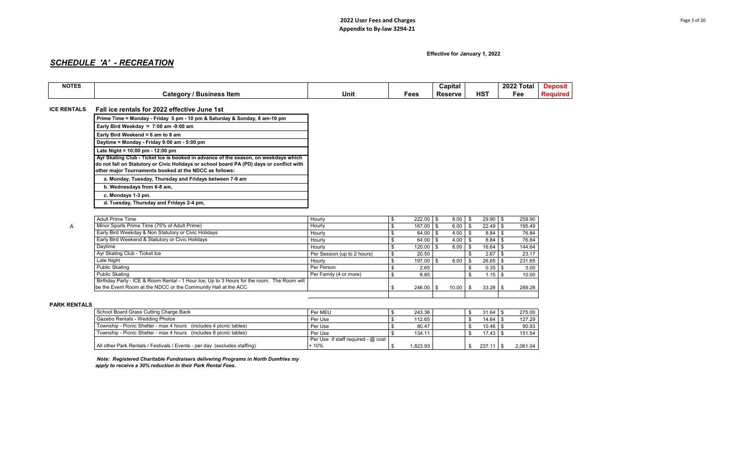**2022 User Fees and Charges**
**Appendix to By-law 3294-21**

**Effective for January 1, 2022**

## *SCHEDULE 'A' - RECREATION*

| NOTES | Category / Business Item | Unit | Fees | Capital Reserve | HST | 2022 Total Fee | Deposit Required |
|---|---|---|---|---|---|---|---|
| **ICE RENTALS** | **Fall ice rentals for 2022 effective June 1st** | | | | | | |
| | **Prime Time = Monday - Friday 5 pm - 10 pm & Saturday & Sunday, 8 am-10 pm** | | | | | | |
| | **Early Bird Weekday = 7:00 am -9:00 am** | | | | | | |
| | **Early Bird Weekend = 6 am to 8 am** | | | | | | |
| | **Daytime = Monday - Friday 9:00 am - 5:00 pm** | | | | | | |
| | **Late Night = 10:00 pm - 12:00 pm** | | | | | | |
| | **Ayr Skating Club - Ticket Ice is booked in advance of the season, on weekdays which do not fall on Statutory or Civic Holidays or school board PA (PD) days or conflict with other major Tournaments booked at the NDCC as follows:** | | | | | | |
| | **a. Monday, Tuesday, Thursday and Fridays between 7-9 am** | | | | | | |
| | **b. Wednesdays from 6-8 am,** | | | | | | |
| | **c. Mondays 1-3 pm.** | | | | | | |
| | **d. Tuesday, Thursday and Fridays 2-4 pm,** | | | | | | |
| | Adult Prime Time | Hourly | $ 222.00 | $ 8.00 | $ 29.90 | $ 259.90 | |
| A | Minor Sports Prime Time (75% of Adult Prime) | Hourly | $ 167.00 | $ 6.00 | $ 22.49 | $ 195.49 | |
| | Early Bird Weekday & Non Statutory or Civic Holidays | Hourly | $ 64.00 | $ 4.00 | $ 8.84 | $ 76.84 | |
| | Early Bird Weekend & Statutory or Civic Holidays | Hourly | $ 64.00 | $ 4.00 | $ 8.84 | $ 76.84 | |
| | Daytime | Hourly | $ 120.00 | $ 8.00 | $ 16.64 | $ 144.64 | |
| | Ayr Skating Club - Ticket Ice | Per Session (up to 2 hours) | $ 20.50 | | $ 2.67 | $ 23.17 | |
| | Late Night | Hourly | $ 197.00 | $ 8.00 | $ 26.65 | $ 231.65 | |
| | Public Skating | Per Person | $ 2.65 | | $ 0.35 | $ 3.00 | |
| | Public Skating | Per Family (4 or more) | $ 8.85 | | $ 1.15 | $ 10.00 | |
| | Birthday Party - ICE & Room Rental - 1 Hour Ice; Up to 3 Hours for the room. The Room will be the Event Room at the NDCC or the Community Hall at the ACC | | $ 246.00 | $ 10.00 | $ 33.28 | $ 289.28 | |
| **PARK RENTALS** | | | | | | | |
| | School Board Grass Cutting Charge Back | Per MEU | $ 243.36 | | $ 31.64 | $ 275.00 | |
| | Gazebo Rentals - Wedding Photos | Per Use | $ 112.65 | | $ 14.64 | $ 127.29 | |
| | Township - Picnic Shelter - max 4 hours (includes 4 picnic tables) | Per Use | $ 80.47 | | $ 10.46 | $ 90.93 | |
| | Township - Picnic Shelter - max 4 hours (includes 8 picnic tables) | Per Use | $ 134.11 | | $ 17.43 | $ 151.54 | |
| | All other Park Rentals / Festivals / Events - per day (excludes staffing) | Per Use if staff required - @ cost + 10% | $ 1,823.93 | | $ 237.11 | $ 2,061.04 | |

***Note: Registered Charitable Fundraisers delivering Programs in North Dumfries my apply to receive a 30% reduction in their Park Rental Fees.***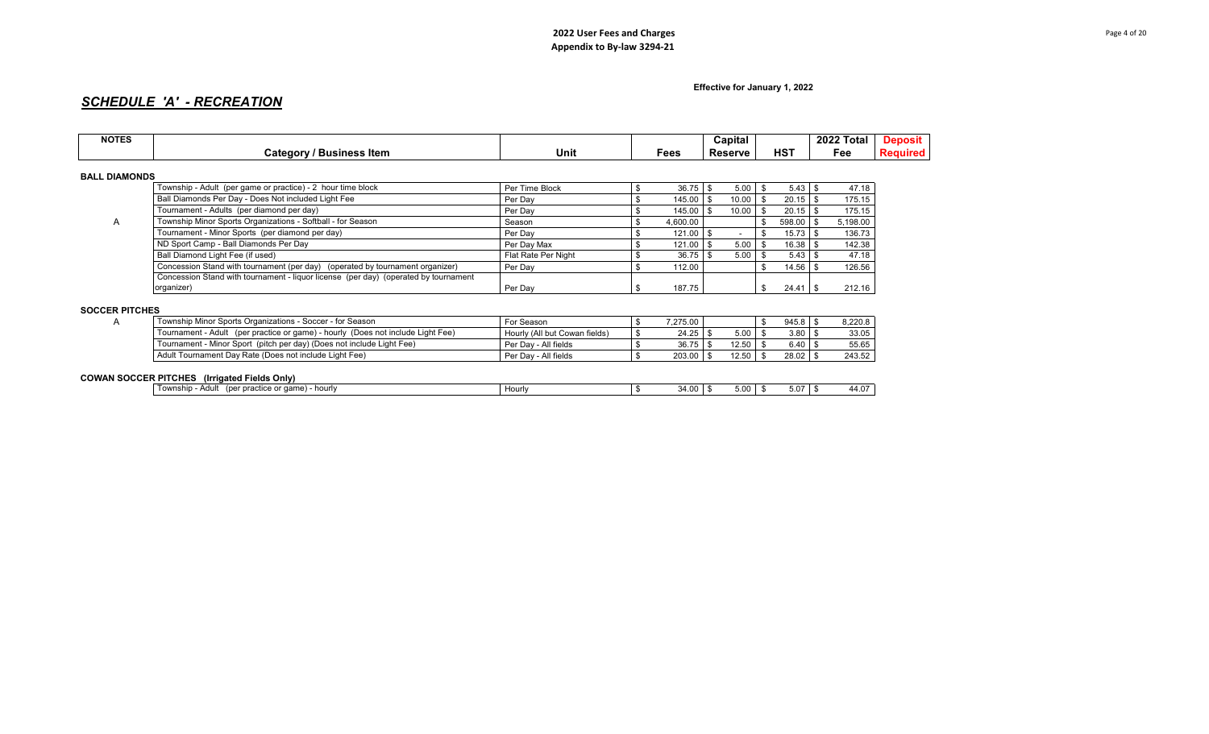**2022 User Fees and Charges**
**Appendix to By-law 3294-21**

**Effective for January 1, 2022**

## *SCHEDULE 'A' - RECREATION*

| NOTES | Category / Business Item | Unit | Fees | Capital Reserve | HST | 2022 Total Fee | Deposit Required |
|---|---|---|---|---|---|---|---|
| **BALL DIAMONDS** | | | | | | | |
| | Township - Adult (per game or practice) - 2 hour time block | Per Time Block | $ 36.75 | $ 5.00 | $ 5.43 | $ 47.18 | |
| | Ball Diamonds Per Day - Does Not included Light Fee | Per Day | $ 145.00 | $ 10.00 | $ 20.15 | $ 175.15 | |
| | Tournament - Adults (per diamond per day) | Per Day | $ 145.00 | $ 10.00 | $ 20.15 | $ 175.15 | |
| A | Township Minor Sports Organizations - Softball - for Season | Season | $ 4,600.00 | | $ 598.00 | $ 5,198.00 | |
| | Tournament - Minor Sports (per diamond per day) | Per Day | $ 121.00 | $ - | $ 15.73 | $ 136.73 | |
| | ND Sport Camp - Ball Diamonds Per Day | Per Day Max | $ 121.00 | $ 5.00 | $ 16.38 | $ 142.38 | |
| | Ball Diamond Light Fee (if used) | Flat Rate Per Night | $ 36.75 | $ 5.00 | $ 5.43 | $ 47.18 | |
| | Concession Stand with tournament (per day) (operated by tournament organizer) | Per Day | $ 112.00 | | $ 14.56 | $ 126.56 | |
| | Concession Stand with tournament - liquor license (per day) (operated by tournament organizer) | Per Day | $ 187.75 | | $ 24.41 | $ 212.16 | |
| **SOCCER PITCHES** | | | | | | | |
| A | Township Minor Sports Organizations - Soccer - for Season | For Season | $ 7,275.00 | | $ 945.8 | $ 8,220.8 | |
| | Tournament - Adult (per practice or game) - hourly (Does not include Light Fee) | Hourly (All but Cowan fields) | $ 24.25 | $ 5.00 | $ 3.80 | $ 33.05 | |
| | Tournament - Minor Sport (pitch per day) (Does not include Light Fee) | Per Day - All fields | $ 36.75 | $ 12.50 | $ 6.40 | $ 55.65 | |
| | Adult Tournament Day Rate (Does not include Light Fee) | Per Day - All fields | $ 203.00 | $ 12.50 | $ 28.02 | $ 243.52 | |
| **COWAN SOCCER PITCHES (Irrigated Fields Only)** | | | | | | | |
| | Township - Adult (per practice or game) - hourly | Hourly | $ 34.00 | $ 5.00 | $ 5.07 | $ 44.07 | |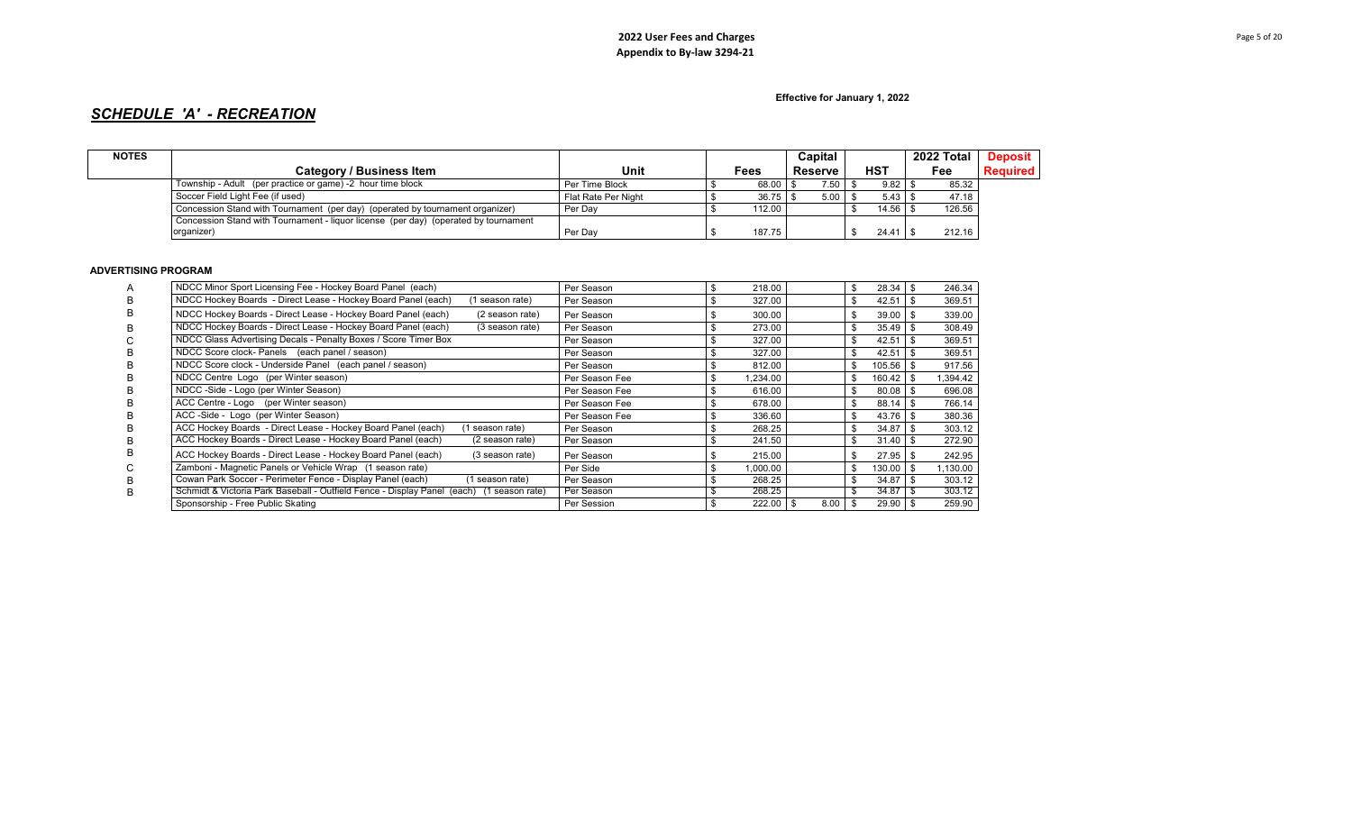**2022 User Fees and Charges**
**Appendix to By-law 3294-21**

**Effective for January 1, 2022**

## *SCHEDULE 'A' - RECREATION*

| NOTES | Category / Business Item | Unit | Fees | Capital Reserve | HST | 2022 Total Fee | Deposit Required |
|---|---|---|---|---|---|---|---|
| | Township - Adult (per practice or game) -2 hour time block | Per Time Block | $ 68.00 | $ 7.50 | $ 9.82 | $ 85.32 | |
| | Soccer Field Light Fee (if used) | Flat Rate Per Night | $ 36.75 | $ 5.00 | $ 5.43 | $ 47.18 | |
| | Concession Stand with Tournament (per day) (operated by tournament organizer) | Per Day | $ 112.00 | | $ 14.56 | $ 126.56 | |
| | Concession Stand with Tournament - liquor license (per day) (operated by tournament organizer) | Per Day | $ 187.75 | | $ 24.41 | $ 212.16 | |

**ADVERTISING PROGRAM**

| NOTES | Category / Business Item | Unit | Fees | Capital Reserve | HST | 2022 Total Fee | Deposit Required |
|---|---|---|---|---|---|---|---|
| A | NDCC Minor Sport Licensing Fee - Hockey Board Panel (each) | Per Season | $ 218.00 | | $ 28.34 | $ 246.34 | |
| B | NDCC Hockey Boards - Direct Lease - Hockey Board Panel (each) (1 season rate) | Per Season | $ 327.00 | | $ 42.51 | $ 369.51 | |
| B | NDCC Hockey Boards - Direct Lease - Hockey Board Panel (each) (2 season rate) | Per Season | $ 300.00 | | $ 39.00 | $ 339.00 | |
| B | NDCC Hockey Boards - Direct Lease - Hockey Board Panel (each) (3 season rate) | Per Season | $ 273.00 | | $ 35.49 | $ 308.49 | |
| C | NDCC Glass Advertising Decals - Penalty Boxes / Score Timer Box | Per Season | $ 327.00 | | $ 42.51 | $ 369.51 | |
| B | NDCC Score clock- Panels (each panel / season) | Per Season | $ 327.00 | | $ 42.51 | $ 369.51 | |
| B | NDCC Score clock - Underside Panel (each panel / season) | Per Season | $ 812.00 | | $ 105.56 | $ 917.56 | |
| B | NDCC Centre Logo (per Winter season) | Per Season Fee | $ 1,234.00 | | $ 160.42 | $ 1,394.42 | |
| B | NDCC -Side - Logo (per Winter Season) | Per Season Fee | $ 616.00 | | $ 80.08 | $ 696.08 | |
| B | ACC Centre - Logo (per Winter season) | Per Season Fee | $ 678.00 | | $ 88.14 | $ 766.14 | |
| B | ACC -Side - Logo (per Winter Season) | Per Season Fee | $ 336.60 | | $ 43.76 | $ 380.36 | |
| B | ACC Hockey Boards - Direct Lease - Hockey Board Panel (each) (1 season rate) | Per Season | $ 268.25 | | $ 34.87 | $ 303.12 | |
| B | ACC Hockey Boards - Direct Lease - Hockey Board Panel (each) (2 season rate) | Per Season | $ 241.50 | | $ 31.40 | $ 272.90 | |
| B | ACC Hockey Boards - Direct Lease - Hockey Board Panel (each) (3 season rate) | Per Season | $ 215.00 | | $ 27.95 | $ 242.95 | |
| C | Zamboni - Magnetic Panels or Vehicle Wrap (1 season rate) | Per Side | $ 1,000.00 | | $ 130.00 | $ 1,130.00 | |
| B | Cowan Park Soccer - Perimeter Fence - Display Panel (each) (1 season rate) | Per Season | $ 268.25 | | $ 34.87 | $ 303.12 | |
| B | Schmidt & Victoria Park Baseball - Outfield Fence - Display Panel (each) (1 season rate) | Per Season | $ 268.25 | | $ 34.87 | $ 303.12 | |
| | Sponsorship - Free Public Skating | Per Session | $ 222.00 | $ 8.00 | $ 29.90 | $ 259.90 | |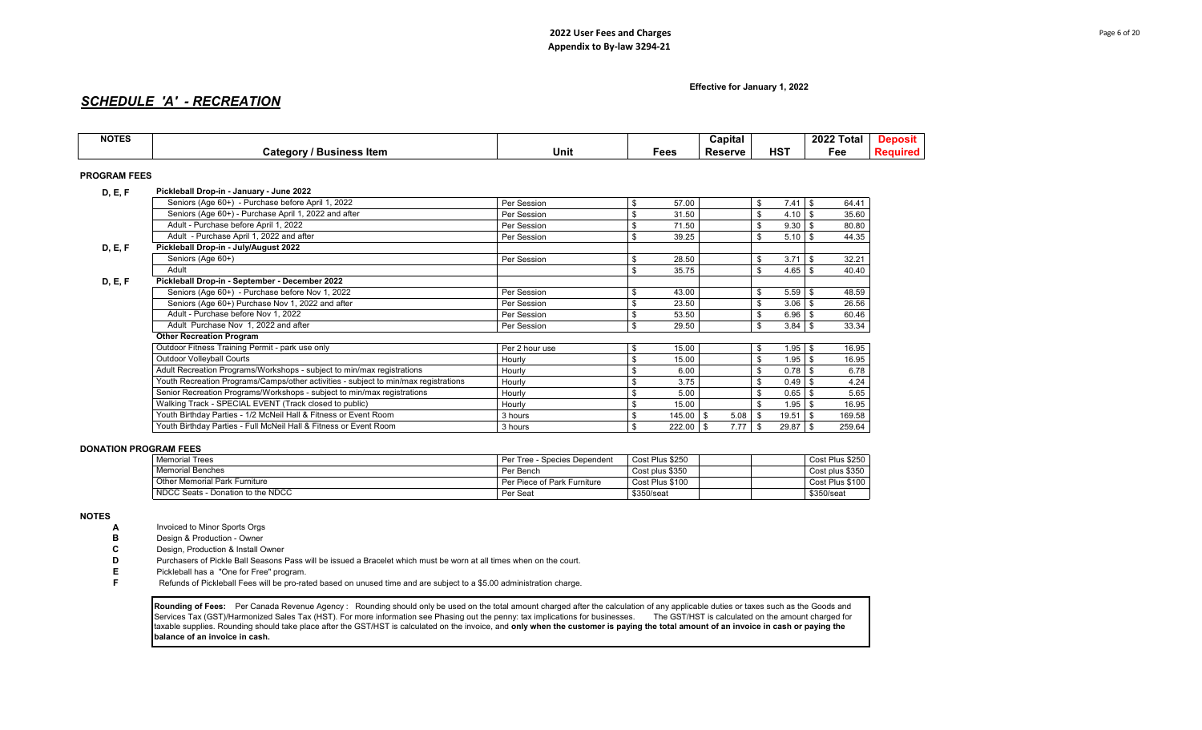**2022 User Fees and Charges**
**Appendix to By-law 3294-21**

**Effective for January 1, 2022**

## *SCHEDULE 'A' - RECREATION*

| NOTES | Category / Business Item | Unit | Fees | Capital Reserve | HST | 2022 Total Fee | Deposit Required |
|---|---|---|---|---|---|---|---|
| **PROGRAM FEES** | | | | | | | |
| D, E, F | **Pickleball Drop-in - January - June 2022** | | | | | | |
| | Seniors (Age 60+) - Purchase before April 1, 2022 | Per Session | $ 57.00 | | $ 7.41 | $ 64.41 | |
| | Seniors (Age 60+) - Purchase April 1, 2022 and after | Per Session | $ 31.50 | | $ 4.10 | $ 35.60 | |
| | Adult - Purchase before April 1, 2022 | Per Session | $ 71.50 | | $ 9.30 | $ 80.80 | |
| | Adult - Purchase April 1, 2022 and after | Per Session | $ 39.25 | | $ 5.10 | $ 44.35 | |
| D, E, F | **Pickleball Drop-in - July/August 2022** | | | | | | |
| | Seniors (Age 60+) | Per Session | $ 28.50 | | $ 3.71 | $ 32.21 | |
| | Adult | | $ 35.75 | | $ 4.65 | $ 40.40 | |
| D, E, F | **Pickleball Drop-in - September - December 2022** | | | | | | |
| | Seniors (Age 60+) - Purchase before Nov 1, 2022 | Per Session | $ 43.00 | | $ 5.59 | $ 48.59 | |
| | Seniors (Age 60+) Purchase Nov 1, 2022 and after | Per Session | $ 23.50 | | $ 3.06 | $ 26.56 | |
| | Adult - Purchase before Nov 1, 2022 | Per Session | $ 53.50 | | $ 6.96 | $ 60.46 | |
| | Adult Purchase Nov 1, 2022 and after | Per Session | $ 29.50 | | $ 3.84 | $ 33.34 | |
| | **Other Recreation Program** | | | | | | |
| | Outdoor Fitness Training Permit - park use only | Per 2 hour use | $ 15.00 | | $ 1.95 | $ 16.95 | |
| | Outdoor Volleyball Courts | Hourly | $ 15.00 | | $ 1.95 | $ 16.95 | |
| | Adult Recreation Programs/Workshops - subject to min/max registrations | Hourly | $ 6.00 | | $ 0.78 | $ 6.78 | |
| | Youth Recreation Programs/Camps/other activities - subject to min/max registrations | Hourly | $ 3.75 | | $ 0.49 | $ 4.24 | |
| | Senior Recreation Programs/Workshops - subject to min/max registrations | Hourly | $ 5.00 | | $ 0.65 | $ 5.65 | |
| | Walking Track - SPECIAL EVENT (Track closed to public) | Hourly | $ 15.00 | | $ 1.95 | $ 16.95 | |
| | Youth Birthday Parties - 1/2 McNeil Hall & Fitness or Event Room | 3 hours | $ 145.00 | $ 5.08 | $ 19.51 | $ 169.58 | |
| | Youth Birthday Parties - Full McNeil Hall & Fitness or Event Room | 3 hours | $ 222.00 | $ 7.77 | $ 29.87 | $ 259.64 | |

**DONATION PROGRAM FEES**

| Category / Business Item | Unit | Fees | Capital Reserve | HST | 2022 Total Fee |
|---|---|---|---|---|---|
| Memorial Trees | Per Tree - Species Dependent | Cost Plus $250 | | | Cost Plus $250 |
| Memorial Benches | Per Bench | Cost plus $350 | | | Cost plus $350 |
| Other Memorial Park Furniture | Per Piece of Park Furniture | Cost Plus $100 | | | Cost Plus $100 |
| NDCC Seats - Donation to the NDCC | Per Seat | $350/seat | | | $350/seat |

**NOTES**

- **A** Invoiced to Minor Sports Orgs
- **B** Design & Production - Owner
- **C** Design, Production & Install Owner
- **D** Purchasers of Pickle Ball Seasons Pass will be issued a Bracelet which must be worn at all times when on the court.
- **E** Pickleball has a "One for Free" program.
- **F** Refunds of Pickleball Fees will be pro-rated based on unused time and are subject to a $5.00 administration charge.

**Rounding of Fees:** Per Canada Revenue Agency : Rounding should only be used on the total amount charged after the calculation of any applicable duties or taxes such as the Goods and Services Tax (GST)/Harmonized Sales Tax (HST). For more information see Phasing out the penny: tax implications for businesses. The GST/HST is calculated on the amount charged for taxable supplies. Rounding should take place after the GST/HST is calculated on the invoice, and **only when the customer is paying the total amount of an invoice in cash or paying the balance of an invoice in cash.**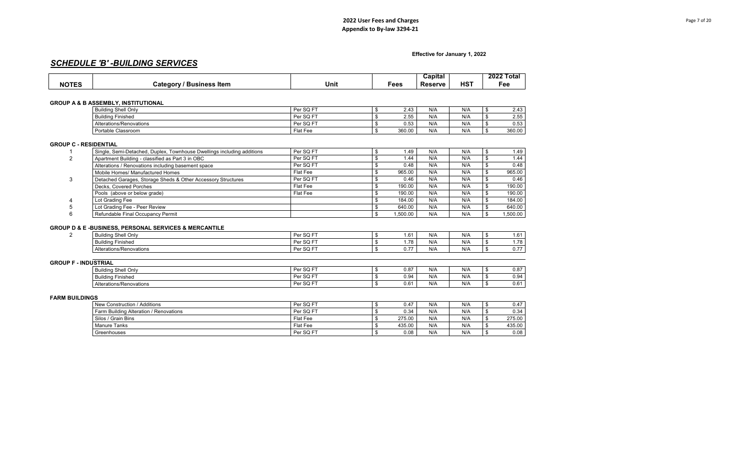**2022 User Fees and Charges**
**Appendix to By-law 3294-21**

**Effective for January 1, 2022**

## *SCHEDULE 'B' -BUILDING SERVICES*

| NOTES | Category / Business Item | Unit | Fees | Capital Reserve | HST | 2022 Total Fee |
|---|---|---|---|---|---|---|
| **GROUP A & B ASSEMBLY, INSTITUTIONAL** | | | | | | |
| | Building Shell Only | Per SQ FT | $ 2.43 | N/A | N/A | $ 2.43 |
| | Building Finished | Per SQ FT | $ 2.55 | N/A | N/A | $ 2.55 |
| | Alterations/Renovations | Per SQ FT | $ 0.53 | N/A | N/A | $ 0.53 |
| | Portable Classroom | Flat Fee | $ 360.00 | N/A | N/A | $ 360.00 |
| **GROUP C - RESIDENTIAL** | | | | | | |
| 1 | Single, Semi-Detached, Duplex, Townhouse Dwellings including additions | Per SQ FT | $ 1.49 | N/A | N/A | $ 1.49 |
| 2 | Apartment Building - classified as Part 3 in OBC | Per SQ FT | $ 1.44 | N/A | N/A | $ 1.44 |
| | Alterations / Renovations including basement space | Per SQ FT | $ 0.48 | N/A | N/A | $ 0.48 |
| | Mobile Homes/ Manufactured Homes | Flat Fee | $ 965.00 | N/A | N/A | $ 965.00 |
| 3 | Detached Garages, Storage Sheds & Other Accessory Structures | Per SQ FT | $ 0.46 | N/A | N/A | $ 0.46 |
| | Decks, Covered Porches | Flat Fee | $ 190.00 | N/A | N/A | $ 190.00 |
| | Pools (above or below grade) | Flat Fee | $ 190.00 | N/A | N/A | $ 190.00 |
| 4 | Lot Grading Fee | | $ 184.00 | N/A | N/A | $ 184.00 |
| 5 | Lot Grading Fee - Peer Review | | $ 640.00 | N/A | N/A | $ 640.00 |
| 6 | Refundable Final Occupancy Permit | | $ 1,500.00 | N/A | N/A | $ 1,500.00 |
| **GROUP D & E -BUSINESS, PERSONAL SERVICES & MERCANTILE** | | | | | | |
| 2 | Building Shell Only | Per SQ FT | $ 1.61 | N/A | N/A | $ 1.61 |
| | Building Finished | Per SQ FT | $ 1.78 | N/A | N/A | $ 1.78 |
| | Alterations/Renovations | Per SQ FT | $ 0.77 | N/A | N/A | $ 0.77 |
| **GROUP F - INDUSTRIAL** | | | | | | |
| | Building Shell Only | Per SQ FT | $ 0.87 | N/A | N/A | $ 0.87 |
| | Building Finished | Per SQ FT | $ 0.94 | N/A | N/A | $ 0.94 |
| | Alterations/Renovations | Per SQ FT | $ 0.61 | N/A | N/A | $ 0.61 |
| **FARM BUILDINGS** | | | | | | |
| | New Construction / Additions | Per SQ FT | $ 0.47 | N/A | N/A | $ 0.47 |
| | Farm Building Alteration / Renovations | Per SQ FT | $ 0.34 | N/A | N/A | $ 0.34 |
| | Silos / Grain Bins | Flat Fee | $ 275.00 | N/A | N/A | $ 275.00 |
| | Manure Tanks | Flat Fee | $ 435.00 | N/A | N/A | $ 435.00 |
| | Greenhouses | Per SQ FT | $ 0.08 | N/A | N/A | $ 0.08 |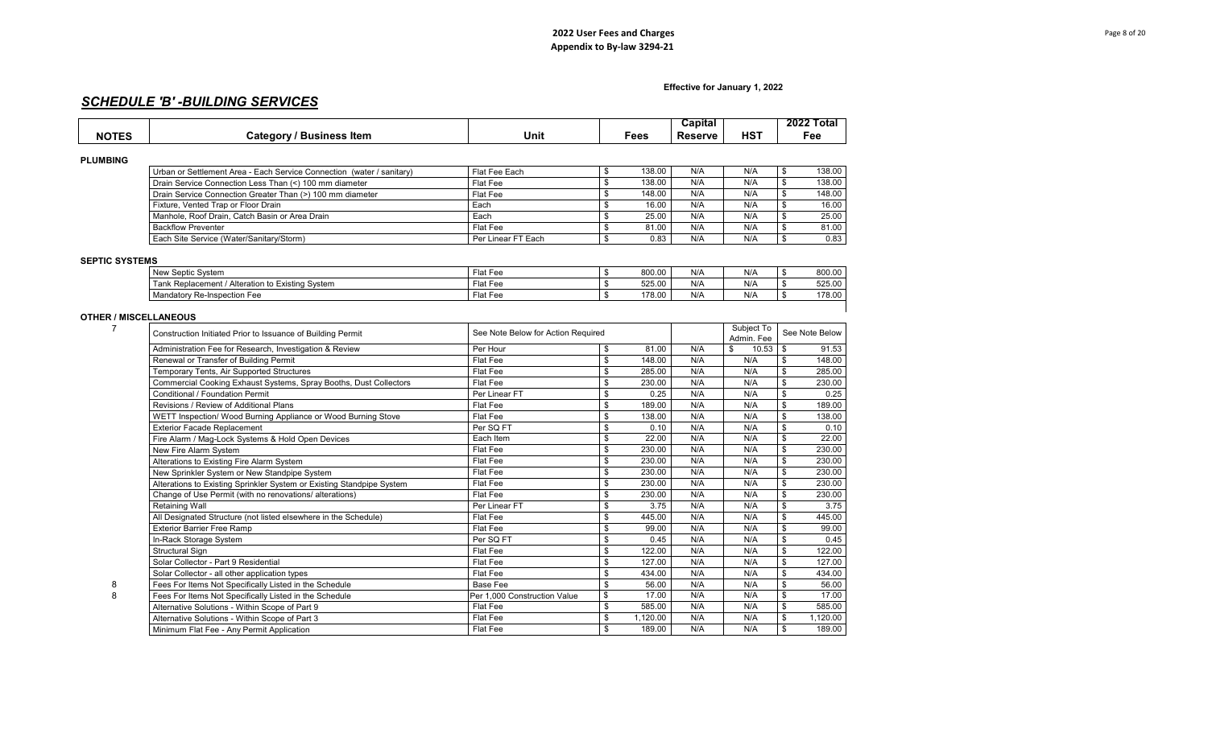**2022 User Fees and Charges**
**Appendix to By-law 3294-21**

**Effective for January 1, 2022**

## *SCHEDULE 'B' -BUILDING SERVICES*

| NOTES | Category / Business Item | Unit | Fees | Capital Reserve | HST | 2022 Total Fee |
|---|---|---|---|---|---|---|
| **PLUMBING** | | | | | | |
| | Urban or Settlement Area - Each Service Connection (water / sanitary) | Flat Fee Each | $ 138.00 | N/A | N/A | $ 138.00 |
| | Drain Service Connection Less Than (<) 100 mm diameter | Flat Fee | $ 138.00 | N/A | N/A | $ 138.00 |
| | Drain Service Connection Greater Than (>) 100 mm diameter | Flat Fee | $ 148.00 | N/A | N/A | $ 148.00 |
| | Fixture, Vented Trap or Floor Drain | Each | $ 16.00 | N/A | N/A | $ 16.00 |
| | Manhole, Roof Drain, Catch Basin or Area Drain | Each | $ 25.00 | N/A | N/A | $ 25.00 |
| | Backflow Preventer | Flat Fee | $ 81.00 | N/A | N/A | $ 81.00 |
| | Each Site Service (Water/Sanitary/Storm) | Per Linear FT Each | $ 0.83 | N/A | N/A | $ 0.83 |
| **SEPTIC SYSTEMS** | | | | | | |
| | New Septic System | Flat Fee | $ 800.00 | N/A | N/A | $ 800.00 |
| | Tank Replacement / Alteration to Existing System | Flat Fee | $ 525.00 | N/A | N/A | $ 525.00 |
| | Mandatory Re-Inspection Fee | Flat Fee | $ 178.00 | N/A | N/A | $ 178.00 |
| **OTHER / MISCELLANEOUS** | | | | | | |
| 7 | Construction Initiated Prior to Issuance of Building Permit | See Note Below for Action Required | | | Subject To Admin. Fee | See Note Below |
| | Administration Fee for Research, Investigation & Review | Per Hour | $ 81.00 | N/A | $ 10.53 | $ 91.53 |
| | Renewal or Transfer of Building Permit | Flat Fee | $ 148.00 | N/A | N/A | $ 148.00 |
| | Temporary Tents, Air Supported Structures | Flat Fee | $ 285.00 | N/A | N/A | $ 285.00 |
| | Commercial Cooking Exhaust Systems, Spray Booths, Dust Collectors | Flat Fee | $ 230.00 | N/A | N/A | $ 230.00 |
| | Conditional / Foundation Permit | Per Linear FT | $ 0.25 | N/A | N/A | $ 0.25 |
| | Revisions / Review of Additional Plans | Flat Fee | $ 189.00 | N/A | N/A | $ 189.00 |
| | WETT Inspection/ Wood Burning Appliance or Wood Burning Stove | Flat Fee | $ 138.00 | N/A | N/A | $ 138.00 |
| | Exterior Facade Replacement | Per SQ FT | $ 0.10 | N/A | N/A | $ 0.10 |
| | Fire Alarm / Mag-Lock Systems & Hold Open Devices | Each Item | $ 22.00 | N/A | N/A | $ 22.00 |
| | New Fire Alarm System | Flat Fee | $ 230.00 | N/A | N/A | $ 230.00 |
| | Alterations to Existing Fire Alarm System | Flat Fee | $ 230.00 | N/A | N/A | $ 230.00 |
| | New Sprinkler System or New Standpipe System | Flat Fee | $ 230.00 | N/A | N/A | $ 230.00 |
| | Alterations to Existing Sprinkler System or Existing Standpipe System | Flat Fee | $ 230.00 | N/A | N/A | $ 230.00 |
| | Change of Use Permit (with no renovations/ alterations) | Flat Fee | $ 230.00 | N/A | N/A | $ 230.00 |
| | Retaining Wall | Per Linear FT | $ 3.75 | N/A | N/A | $ 3.75 |
| | All Designated Structure (not listed elsewhere in the Schedule) | Flat Fee | $ 445.00 | N/A | N/A | $ 445.00 |
| | Exterior Barrier Free Ramp | Flat Fee | $ 99.00 | N/A | N/A | $ 99.00 |
| | In-Rack Storage System | Per SQ FT | $ 0.45 | N/A | N/A | $ 0.45 |
| | Structural Sign | Flat Fee | $ 122.00 | N/A | N/A | $ 122.00 |
| | Solar Collector - Part 9 Residential | Flat Fee | $ 127.00 | N/A | N/A | $ 127.00 |
| | Solar Collector - all other application types | Flat Fee | $ 434.00 | N/A | N/A | $ 434.00 |
| 8 | Fees For Items Not Specifically Listed in the Schedule | Base Fee | $ 56.00 | N/A | N/A | $ 56.00 |
| 8 | Fees For Items Not Specifically Listed in the Schedule | Per 1,000 Construction Value | $ 17.00 | N/A | N/A | $ 17.00 |
| | Alternative Solutions - Within Scope of Part 9 | Flat Fee | $ 585.00 | N/A | N/A | $ 585.00 |
| | Alternative Solutions - Within Scope of Part 3 | Flat Fee | $ 1,120.00 | N/A | N/A | $ 1,120.00 |
| | Minimum Flat Fee - Any Permit Application | Flat Fee | $ 189.00 | N/A | N/A | $ 189.00 |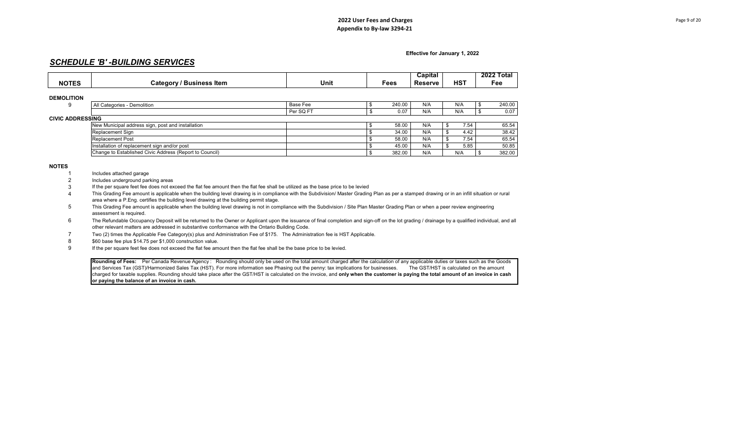**2022 User Fees and Charges**
**Appendix to By-law 3294-21**

**Effective for January 1, 2022**

## *SCHEDULE 'B' -BUILDING SERVICES*

| NOTES | Category / Business Item | Unit | Fees | Capital Reserve | HST | 2022 Total Fee |
|---|---|---|---|---|---|---|
| **DEMOLITION** | | | | | | |
| 9 | All Categories - Demolition | Base Fee | $ 240.00 | N/A | N/A | $ 240.00 |
| | | Per SQ FT | $ 0.07 | N/A | N/A | $ 0.07 |
| **CIVIC ADDRESSING** | | | | | | |
| | New Municipal address sign, post and installation | | $ 58.00 | N/A | $ 7.54 | 65.54 |
| | Replacement Sign | | $ 34.00 | N/A | $ 4.42 | 38.42 |
| | Replacement Post | | $ 58.00 | N/A | $ 7.54 | 65.54 |
| | Installation of replacement sign and/or post | | $ 45.00 | N/A | $ 5.85 | 50.85 |
| | Change to Established Civic Address (Report to Council) | | $ 382.00 | N/A | N/A | $ 382.00 |

**NOTES**

1. Includes attached garage
2. Includes underground parking areas
3. If the per square feet fee does not exceed the flat fee amount then the flat fee shall be utilized as the base price to be levied
4. This Grading Fee amount is applicable when the building level drawing is in compliance with the Subdivision/ Master Grading Plan as per a stamped drawing or in an infill situation or rural area where a P.Eng. certifies the building level drawing at the building permit stage.
5. This Grading Fee amount is applicable when the building level drawing is not in compliance with the Subdivision / Site Plan Master Grading Plan or when a peer review engineering assessment is required.
6. The Refundable Occupancy Deposit will be returned to the Owner or Applicant upon the issuance of final completion and sign-off on the lot grading / drainage by a qualified individual, and all other relevant matters are addressed in substantive conformance with the Ontario Building Code.
7. Two (2) times the Applicable Fee Category(s) plus and Administration Fee of $175. The Administration fee is HST Applicable.
8. $60 base fee plus $14.75 per $1,000 construction value.
9. If the per square feet fee does not exceed the flat fee amount then the flat fee shall be the base price to be levied.

**Rounding of Fees:** Per Canada Revenue Agency : Rounding should only be used on the total amount charged after the calculation of any applicable duties or taxes such as the Goods and Services Tax (GST)/Harmonized Sales Tax (HST). For more information see Phasing out the penny: tax implications for businesses. The GST/HST is calculated on the amount charged for taxable supplies. Rounding should take place after the GST/HST is calculated on the invoice, and **only when the customer is paying the total amount of an invoice in cash or paying the balance of an invoice in cash.**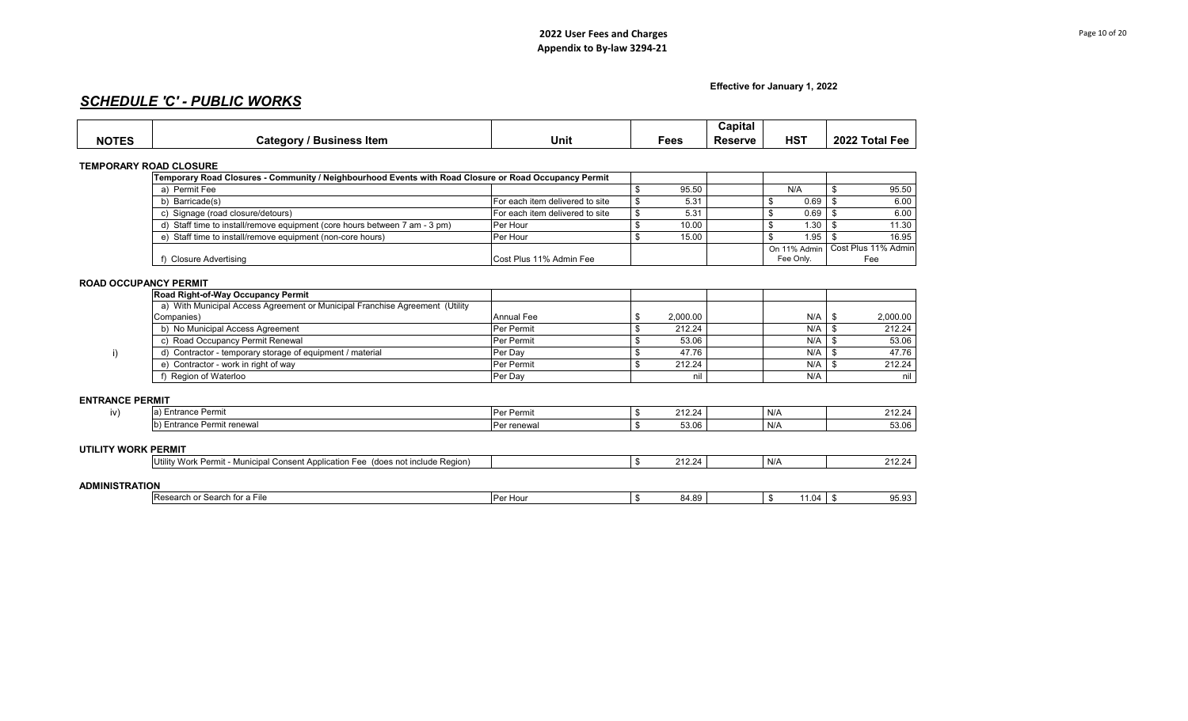**2022 User Fees and Charges**
**Appendix to By-law 3294-21**

**Effective for January 1, 2022**

## *SCHEDULE 'C' - PUBLIC WORKS*

| NOTES | Category / Business Item | Unit | Fees | Capital Reserve | HST | 2022 Total Fee |
|---|---|---|---|---|---|---|
| **TEMPORARY ROAD CLOSURE** | | | | | | |
| | **Temporary Road Closures - Community / Neighbourhood Events with Road Closure or Road Occupancy Permit** | | | | | |
| | a) Permit Fee | | $ 95.50 | | N/A | $ 95.50 |
| | b) Barricade(s) | For each item delivered to site | $ 5.31 | | $ 0.69 | $ 6.00 |
| | c) Signage (road closure/detours) | For each item delivered to site | $ 5.31 | | $ 0.69 | $ 6.00 |
| | d) Staff time to install/remove equipment (core hours between 7 am - 3 pm) | Per Hour | $ 10.00 | | $ 1.30 | $ 11.30 |
| | e) Staff time to install/remove equipment (non-core hours) | Per Hour | $ 15.00 | | $ 1.95 | $ 16.95 |
| | f) Closure Advertising | Cost Plus 11% Admin Fee | | | On 11% Admin Fee Only. | Cost Plus 11% Admin Fee |
| **ROAD OCCUPANCY PERMIT** | | | | | | |
| | **Road Right-of-Way Occupancy Permit** | | | | | |
| | a) With Municipal Access Agreement or Municipal Franchise Agreement (Utility Companies) | Annual Fee | $ 2,000.00 | | N/A | $ 2,000.00 |
| | b) No Municipal Access Agreement | Per Permit | $ 212.24 | | N/A | $ 212.24 |
| | c) Road Occupancy Permit Renewal | Per Permit | $ 53.06 | | N/A | $ 53.06 |
| i) | d) Contractor - temporary storage of equipment / material | Per Day | $ 47.76 | | N/A | $ 47.76 |
| | e) Contractor - work in right of way | Per Permit | $ 212.24 | | N/A | $ 212.24 |
| | f) Region of Waterloo | Per Day | nil | | N/A | nil |
| **ENTRANCE PERMIT** | | | | | | |
| iv) | a) Entrance Permit | Per Permit | $ 212.24 | | N/A | 212.24 |
| | b) Entrance Permit renewal | Per renewal | $ 53.06 | | N/A | 53.06 |
| **UTILITY WORK PERMIT** | | | | | | |
| | Utility Work Permit - Municipal Consent Application Fee (does not include Region) | | $ 212.24 | | N/A | 212.24 |
| **ADMINISTRATION** | | | | | | |
| | Research or Search for a File | Per Hour | $ 84.89 | | $ 11.04 | $ 95.93 |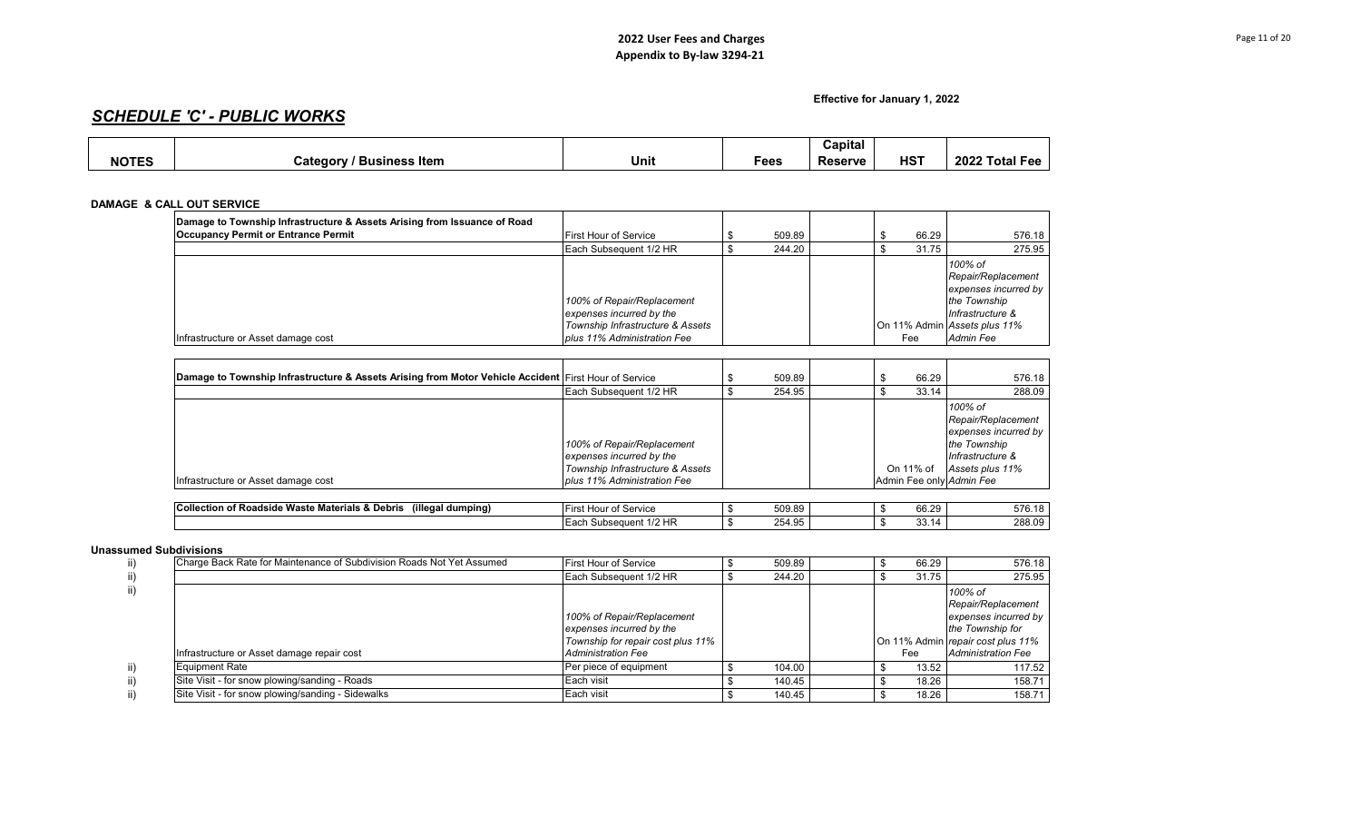**2022 User Fees and Charges**
**Appendix to By-law 3294-21**

**Effective for January 1, 2022**

## *SCHEDULE 'C' - PUBLIC WORKS*

| NOTES | Category / Business Item | Unit | Fees | Capital Reserve | HST | 2022 Total Fee |
|---|---|---|---|---|---|---|
| **DAMAGE & CALL OUT SERVICE** | | | | | | |
| | **Damage to Township Infrastructure & Assets Arising from Issuance of Road Occupancy Permit or Entrance Permit** | First Hour of Service | $ 509.89 | | $ 66.29 | 576.18 |
| | | Each Subsequent 1/2 HR | $ 244.20 | | $ 31.75 | 275.95 |
| | Infrastructure or Asset damage cost | *100% of Repair/Replacement expenses incurred by the Township Infrastructure & Assets plus 11% Administration Fee* | | | On 11% Admin Fee | *100% of Repair/Replacement expenses incurred by the Township Infrastructure & Assets plus 11% Admin Fee* |
| | **Damage to Township Infrastructure & Assets Arising from Motor Vehicle Accident** | First Hour of Service | $ 509.89 | | $ 66.29 | 576.18 |
| | | Each Subsequent 1/2 HR | $ 254.95 | | $ 33.14 | 288.09 |
| | Infrastructure or Asset damage cost | *100% of Repair/Replacement expenses incurred by the Township Infrastructure & Assets plus 11% Administration Fee* | | | On 11% of Admin Fee only | *100% of Repair/Replacement expenses incurred by the Township Infrastructure & Assets plus 11% Admin Fee* |
| | **Collection of Roadside Waste Materials & Debris (illegal dumping)** | First Hour of Service | $ 509.89 | | $ 66.29 | 576.18 |
| | | Each Subsequent 1/2 HR | $ 254.95 | | $ 33.14 | 288.09 |
| **Unassumed Subdivisions** | | | | | | |
| ii) | Charge Back Rate for Maintenance of Subdivision Roads Not Yet Assumed | First Hour of Service | $ 509.89 | | $ 66.29 | 576.18 |
| ii) | | Each Subsequent 1/2 HR | $ 244.20 | | $ 31.75 | 275.95 |
| ii) | Infrastructure or Asset damage repair cost | *100% of Repair/Replacement expenses incurred by the Township for repair cost plus 11% Administration Fee* | | | On 11% Admin Fee | *100% of Repair/Replacement expenses incurred by the Township for repair cost plus 11% Administration Fee* |
| ii) | Equipment Rate | Per piece of equipment | $ 104.00 | | $ 13.52 | 117.52 |
| ii) | Site Visit - for snow plowing/sanding - Roads | Each visit | $ 140.45 | | $ 18.26 | 158.71 |
| ii) | Site Visit - for snow plowing/sanding - Sidewalks | Each visit | $ 140.45 | | $ 18.26 | 158.71 |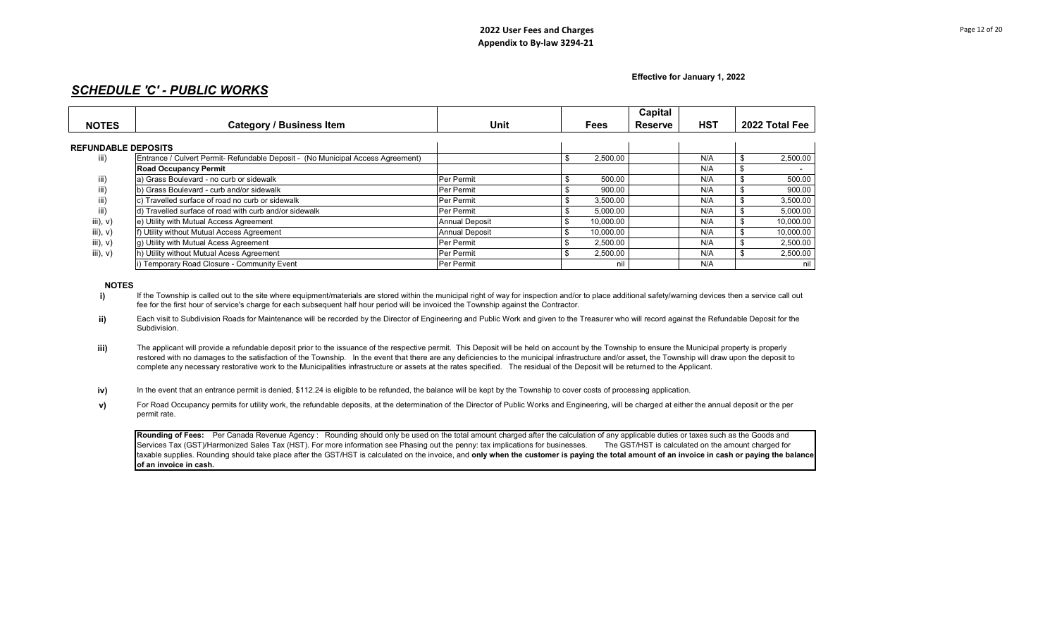**2022 User Fees and Charges**
**Appendix to By-law 3294-21**

**Effective for January 1, 2022**

## *SCHEDULE 'C' - PUBLIC WORKS*

| NOTES | Category / Business Item | Unit | Fees | Capital Reserve | HST | 2022 Total Fee |
|---|---|---|---|---|---|---|
| **REFUNDABLE DEPOSITS** | | | | | | |
| iii) | Entrance / Culvert Permit- Refundable Deposit - (No Municipal Access Agreement) | | $ 2,500.00 | | N/A | $ 2,500.00 |
| | **Road Occupancy Permit** | | | | N/A | $ - |
| iii) | a) Grass Boulevard - no curb or sidewalk | Per Permit | $ 500.00 | | N/A | $ 500.00 |
| iii) | b) Grass Boulevard - curb and/or sidewalk | Per Permit | $ 900.00 | | N/A | $ 900.00 |
| iii) | c) Travelled surface of road no curb or sidewalk | Per Permit | $ 3,500.00 | | N/A | $ 3,500.00 |
| iii) | d) Travelled surface of road with curb and/or sidewalk | Per Permit | $ 5,000.00 | | N/A | $ 5,000.00 |
| iii), v) | e) Utility with Mutual Access Agreement | Annual Deposit | $ 10,000.00 | | N/A | $ 10,000.00 |
| iii), v) | f) Utility without Mutual Access Agreement | Annual Deposit | $ 10,000.00 | | N/A | $ 10,000.00 |
| iii), v) | g) Utility with Mutual Acess Agreement | Per Permit | $ 2,500.00 | | N/A | $ 2,500.00 |
| iii), v) | h) Utility without Mutual Acess Agreement | Per Permit | $ 2,500.00 | | N/A | $ 2,500.00 |
| | i) Temporary Road Closure - Community Event | Per Permit | nil | | N/A | nil |

**NOTES**

**i)** If the Township is called out to the site where equipment/materials are stored within the municipal right of way for inspection and/or to place additional safety/warning devices then a service call out fee for the first hour of service's charge for each subsequent half hour period will be invoiced the Township against the Contractor.

**ii)** Each visit to Subdivision Roads for Maintenance will be recorded by the Director of Engineering and Public Work and given to the Treasurer who will record against the Refundable Deposit for the Subdivision.

**iii)** The applicant will provide a refundable deposit prior to the issuance of the respective permit. This Deposit will be held on account by the Township to ensure the Municipal property is properly restored with no damages to the satisfaction of the Township. In the event that there are any deficiencies to the municipal infrastructure and/or asset, the Township will draw upon the deposit to complete any necessary restorative work to the Municipalities infrastructure or assets at the rates specified. The residual of the Deposit will be returned to the Applicant.

**iv)** In the event that an entrance permit is denied, $112.24 is eligible to be refunded, the balance will be kept by the Township to cover costs of processing application.

**v)** For Road Occupancy permits for utility work, the refundable deposits, at the determination of the Director of Public Works and Engineering, will be charged at either the annual deposit or the per permit rate.

**Rounding of Fees:** Per Canada Revenue Agency : Rounding should only be used on the total amount charged after the calculation of any applicable duties or taxes such as the Goods and Services Tax (GST)/Harmonized Sales Tax (HST). For more information see Phasing out the penny: tax implications for businesses. The GST/HST is calculated on the amount charged for taxable supplies. Rounding should take place after the GST/HST is calculated on the invoice, and **only when the customer is paying the total amount of an invoice in cash or paying the balance of an invoice in cash.**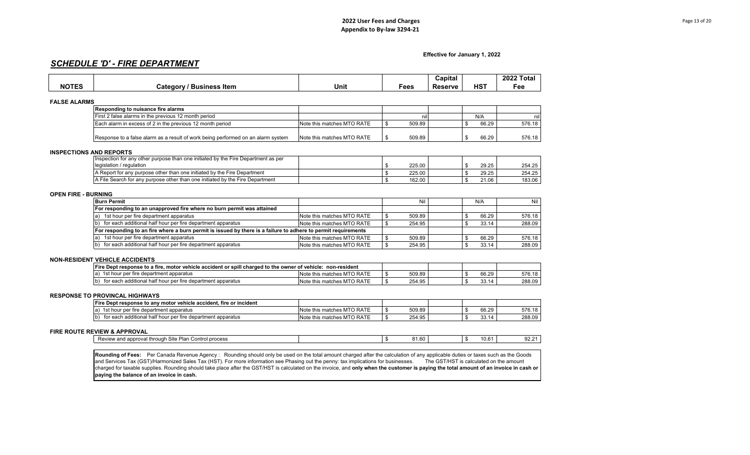**2022 User Fees and Charges**
**Appendix to By-law 3294-21**

**Effective for January 1, 2022**

## *SCHEDULE 'D' - FIRE DEPARTMENT*

| NOTES | Category / Business Item | Unit | Fees | Capital Reserve | HST | 2022 Total Fee |
|---|---|---|---|---|---|---|
| **FALSE ALARMS** | | | | | | |
| | **Responding to nuisance fire alarms** | | | | | |
| | First 2 false alarms in the previous 12 month period | | nil | | N/A | nil |
| | Each alarm in excess of 2 in the previous 12 month period | Note this matches MTO RATE | $ 509.89 | | $ 66.29 | 576.18 |
| | Response to a false alarm as a result of work being performed on an alarm system | Note this matches MTO RATE | $ 509.89 | | $ 66.29 | 576.18 |
| **INSPECTIONS AND REPORTS** | | | | | | |
| | Inspection for any other purpose than one initiated by the Fire Department as per legislation / regulation | | $ 225.00 | | $ 29.25 | 254.25 |
| | A Report for any purpose other than one initiated by the Fire Department | | $ 225.00 | | $ 29.25 | 254.25 |
| | A File Search for any purpose other than one initiated by the Fire Department | | $ 162.00 | | $ 21.06 | 183.06 |
| **OPEN FIRE - BURNING** | | | | | | |
| | **Burn Permit** | | Nil | | N/A | Nil |
| | **For responding to an unapproved fire where no burn permit was attained** | | | | | |
| | a) 1st hour per fire department apparatus | Note this matches MTO RATE | $ 509.89 | | $ 66.29 | 576.18 |
| | b) for each additional half hour per fire department apparatus | Note this matches MTO RATE | $ 254.95 | | $ 33.14 | 288.09 |
| | **For responding to an fire where a burn permit is issued by there is a failure to adhere to permit requirements** | | | | | |
| | a) 1st hour per fire department apparatus | Note this matches MTO RATE | $ 509.89 | | $ 66.29 | 576.18 |
| | b) for each additional half hour per fire department apparatus | Note this matches MTO RATE | $ 254.95 | | $ 33.14 | 288.09 |
| **NON-RESIDENT VEHICLE ACCIDENTS** | | | | | | |
| | **Fire Dept response to a fire, motor vehicle accident or spill charged to the owner of vehicle: non-resident** | | | | | |
| | a) 1st hour per fire department apparatus | Note this matches MTO RATE | $ 509.89 | | $ 66.29 | 576.18 |
| | b) for each additional half hour per fire department apparatus | Note this matches MTO RATE | $ 254.95 | | $ 33.14 | 288.09 |
| **RESPONSE TO PROVINCAL HIGHWAYS** | | | | | | |
| | **Fire Dept response to any motor vehicle accident, fire or incident** | | | | | |
| | a) 1st hour per fire department apparatus | Note this matches MTO RATE | $ 509.89 | | $ 66.29 | 576.18 |
| | b) for each additional half hour per fire department apparatus | Note this matches MTO RATE | $ 254.95 | | $ 33.14 | 288.09 |
| **FIRE ROUTE REVIEW & APPROVAL** | | | | | | |
| | Review and approval through Site Plan Control process | | $ 81.60 | | $ 10.61 | 92.21 |

**Rounding of Fees:** Per Canada Revenue Agency : Rounding should only be used on the total amount charged after the calculation of any applicable duties or taxes such as the Goods and Services Tax (GST)/Harmonized Sales Tax (HST). For more information see Phasing out the penny: tax implications for businesses. The GST/HST is calculated on the amount charged for taxable supplies. Rounding should take place after the GST/HST is calculated on the invoice, and **only when the customer is paying the total amount of an invoice in cash or paying the balance of an invoice in cash.**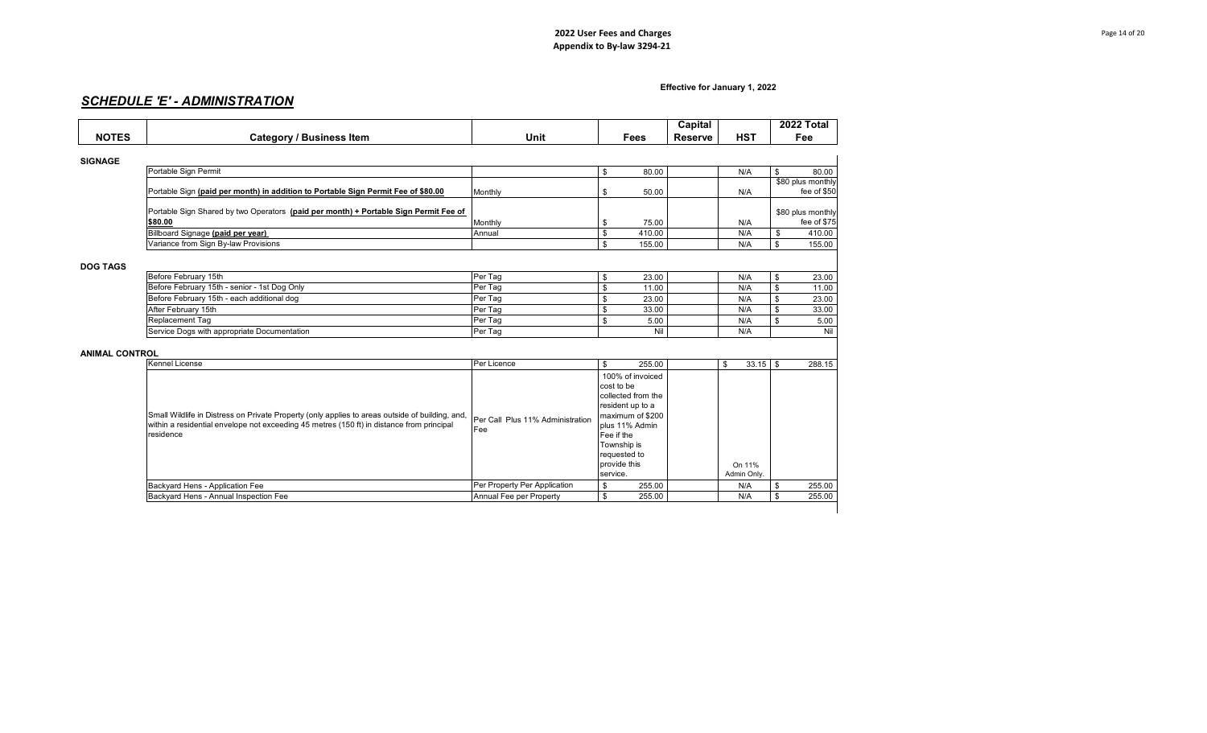**2022 User Fees and Charges**
**Appendix to By-law 3294-21**

**Effective for January 1, 2022**

## *SCHEDULE 'E' - ADMINISTRATION*

| NOTES | Category / Business Item | Unit | Fees | Capital Reserve | HST | 2022 Total Fee |
|---|---|---|---|---|---|---|
| **SIGNAGE** | | | | | | |
| | Portable Sign Permit | | $ 80.00 | | N/A | $ 80.00 |
| | Portable Sign **(paid per month) in addition to Portable Sign Permit Fee of $80.00** | Monthly | $ 50.00 | | N/A | $80 plus monthly fee of $50 |
| | Portable Sign Shared by two Operators **(paid per month) + Portable Sign Permit Fee of $80.00** | Monthly | $ 75.00 | | N/A | $80 plus monthly fee of $75 |
| | Billboard Signage **(paid per year)** | Annual | $ 410.00 | | N/A | $ 410.00 |
| | Variance from Sign By-law Provisions | | $ 155.00 | | N/A | $ 155.00 |
| **DOG TAGS** | | | | | | |
| | Before February 15th | Per Tag | $ 23.00 | | N/A | $ 23.00 |
| | Before February 15th - senior - 1st Dog Only | Per Tag | $ 11.00 | | N/A | $ 11.00 |
| | Before February 15th - each additional dog | Per Tag | $ 23.00 | | N/A | $ 23.00 |
| | After February 15th | Per Tag | $ 33.00 | | N/A | $ 33.00 |
| | Replacement Tag | Per Tag | $ 5.00 | | N/A | $ 5.00 |
| | Service Dogs with appropriate Documentation | Per Tag | Nil | | N/A | Nil |
| **ANIMAL CONTROL** | | | | | | |
| | Kennel License | Per Licence | $ 255.00 | | $ 33.15 | $ 288.15 |
| | Small Wildlife in Distress on Private Property (only applies to areas outside of building, and, within a residential envelope not exceeding 45 metres (150 ft) in distance from principal residence | Per Call Plus 11% Administration Fee | 100% of invoiced cost to be collected from the resident up to a maximum of $200 plus 11% Admin Fee if the Township is requested to provide this service. | | On 11% Admin Only. | |
| | Backyard Hens - Application Fee | Per Property Per Application | $ 255.00 | | N/A | $ 255.00 |
| | Backyard Hens - Annual Inspection Fee | Annual Fee per Property | $ 255.00 | | N/A | $ 255.00 |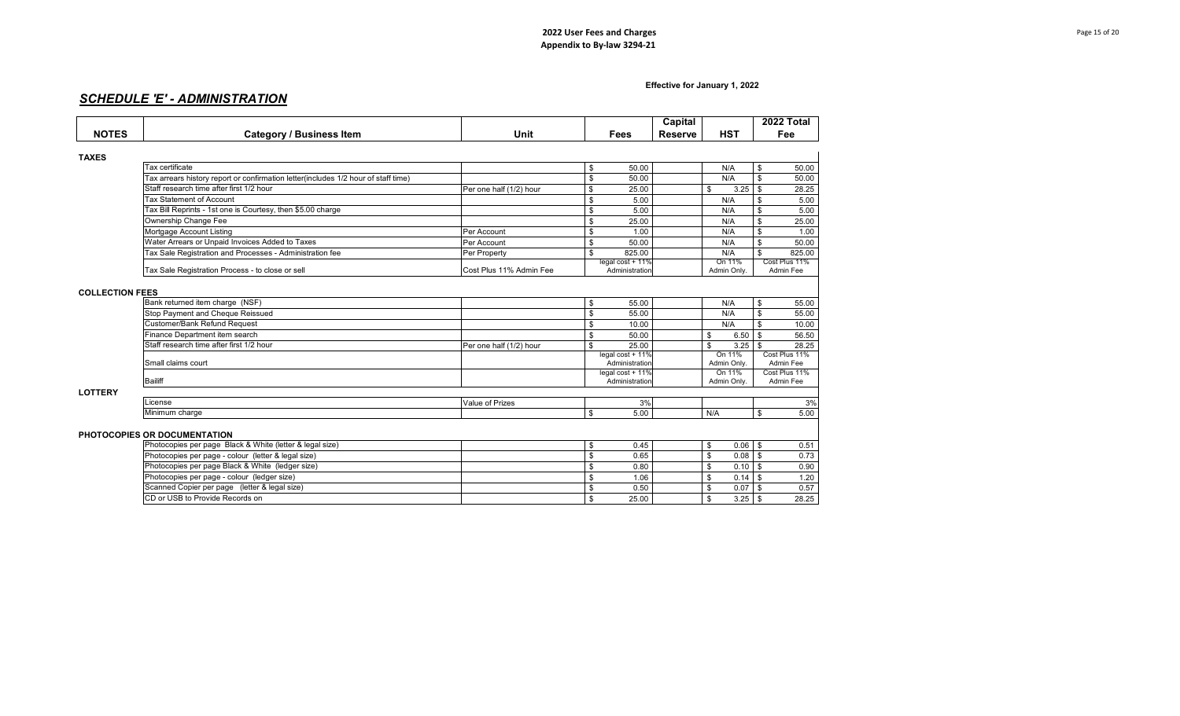**2022 User Fees and Charges**
**Appendix to By-law 3294-21**

**Effective for January 1, 2022**

## *SCHEDULE 'E' - ADMINISTRATION*

| NOTES | Category / Business Item | Unit | Fees | Capital Reserve | HST | 2022 Total Fee |
|---|---|---|---|---|---|---|
| **TAXES** | | | | | | |
| | Tax certificate | | $ 50.00 | | N/A | $ 50.00 |
| | Tax arrears history report or confirmation letter(includes 1/2 hour of staff time) | | $ 50.00 | | N/A | $ 50.00 |
| | Staff research time after first 1/2 hour | Per one half (1/2) hour | $ 25.00 | | $ 3.25 | $ 28.25 |
| | Tax Statement of Account | | $ 5.00 | | N/A | $ 5.00 |
| | Tax Bill Reprints - 1st one is Courtesy, then $5.00 charge | | $ 5.00 | | N/A | $ 5.00 |
| | Ownership Change Fee | | $ 25.00 | | N/A | $ 25.00 |
| | Mortgage Account Listing | Per Account | $ 1.00 | | N/A | $ 1.00 |
| | Water Arrears or Unpaid Invoices Added to Taxes | Per Account | $ 50.00 | | N/A | $ 50.00 |
| | Tax Sale Registration and Processes - Administration fee | Per Property | $ 825.00 | | N/A | $ 825.00 |
| | Tax Sale Registration Process - to close or sell | Cost Plus 11% Admin Fee | legal cost + 11% Administration | | On 11% Admin Only. | Cost Plus 11% Admin Fee |
| **COLLECTION FEES** | | | | | | |
| | Bank returned item charge (NSF) | | $ 55.00 | | N/A | $ 55.00 |
| | Stop Payment and Cheque Reissued | | $ 55.00 | | N/A | $ 55.00 |
| | Customer/Bank Refund Request | | $ 10.00 | | N/A | $ 10.00 |
| | Finance Department item search | | $ 50.00 | | $ 6.50 | $ 56.50 |
| | Staff research time after first 1/2 hour | Per one half (1/2) hour | $ 25.00 | | $ 3.25 | $ 28.25 |
| | Small claims court | | legal cost + 11% Administration | | On 11% Admin Only. | Cost Plus 11% Admin Fee |
| | Bailiff | | legal cost + 11% Administration | | On 11% Admin Only. | Cost Plus 11% Admin Fee |
| **LOTTERY** | | | | | | |
| | License | Value of Prizes | 3% | | | 3% |
| | Minimum charge | | $ 5.00 | | N/A | $ 5.00 |
| **PHOTOCOPIES OR DOCUMENTATION** | | | | | | |
| | Photocopies per page Black & White (letter & legal size) | | $ 0.45 | | $ 0.06 | $ 0.51 |
| | Photocopies per page - colour (letter & legal size) | | $ 0.65 | | $ 0.08 | $ 0.73 |
| | Photocopies per page Black & White (ledger size) | | $ 0.80 | | $ 0.10 | $ 0.90 |
| | Photocopies per page - colour (ledger size) | | $ 1.06 | | $ 0.14 | $ 1.20 |
| | Scanned Copier per page (letter & legal size) | | $ 0.50 | | $ 0.07 | $ 0.57 |
| | CD or USB to Provide Records on | | $ 25.00 | | $ 3.25 | $ 28.25 |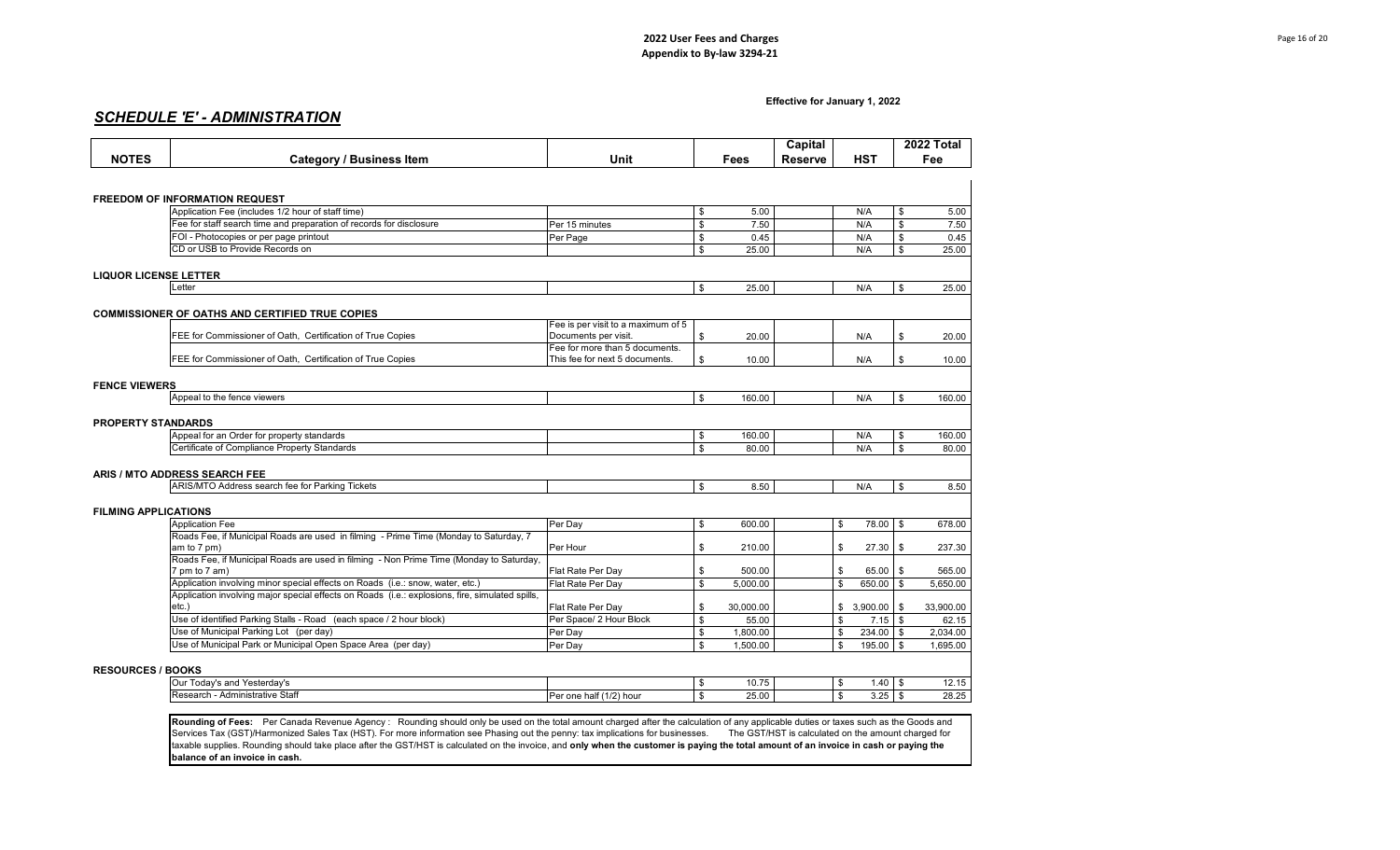**2022 User Fees and Charges**
**Appendix to By-law 3294-21**

**Effective for January 1, 2022**

## *SCHEDULE 'E' - ADMINISTRATION*

| NOTES | Category / Business Item | Unit | Fees | Capital Reserve | HST | 2022 Total Fee |
|---|---|---|---|---|---|---|
| **FREEDOM OF INFORMATION REQUEST** | | | | | | |
| | Application Fee (includes 1/2 hour of staff time) | | $ 5.00 | | N/A | $ 5.00 |
| | Fee for staff search time and preparation of records for disclosure | Per 15 minutes | $ 7.50 | | N/A | $ 7.50 |
| | FOI - Photocopies or per page printout | Per Page | $ 0.45 | | N/A | $ 0.45 |
| | CD or USB to Provide Records on | | $ 25.00 | | N/A | $ 25.00 |
| **LIQUOR LICENSE LETTER** | | | | | | |
| | Letter | | $ 25.00 | | N/A | $ 25.00 |
| **COMMISSIONER OF OATHS AND CERTIFIED TRUE COPIES** | | | | | | |
| | FEE for Commissioner of Oath, Certification of True Copies | Fee is per visit to a maximum of 5 Documents per visit. | $ 20.00 | | N/A | $ 20.00 |
| | FEE for Commissioner of Oath, Certification of True Copies | Fee for more than 5 documents. This fee for next 5 documents. | $ 10.00 | | N/A | $ 10.00 |
| **FENCE VIEWERS** | | | | | | |
| | Appeal to the fence viewers | | $ 160.00 | | N/A | $ 160.00 |
| **PROPERTY STANDARDS** | | | | | | |
| | Appeal for an Order for property standards | | $ 160.00 | | N/A | $ 160.00 |
| | Certificate of Compliance Property Standards | | $ 80.00 | | N/A | $ 80.00 |
| **ARIS / MTO ADDRESS SEARCH FEE** | | | | | | |
| | ARIS/MTO Address search fee for Parking Tickets | | $ 8.50 | | N/A | $ 8.50 |
| **FILMING APPLICATIONS** | | | | | | |
| | Application Fee | Per Day | $ 600.00 | | $ 78.00 | $ 678.00 |
| | Roads Fee, if Municipal Roads are used in filming - Prime Time (Monday to Saturday, 7 am to 7 pm) | Per Hour | $ 210.00 | | $ 27.30 | $ 237.30 |
| | Roads Fee, if Municipal Roads are used in filming - Non Prime Time (Monday to Saturday, 7 pm to 7 am) | Flat Rate Per Day | $ 500.00 | | $ 65.00 | $ 565.00 |
| | Application involving minor special effects on Roads (i.e.: snow, water, etc.) | Flat Rate Per Day | $ 5,000.00 | | $ 650.00 | $ 5,650.00 |
| | Application involving major special effects on Roads (i.e.: explosions, fire, simulated spills, etc.) | Flat Rate Per Day | $ 30,000.00 | | $ 3,900.00 | $ 33,900.00 |
| | Use of identified Parking Stalls - Road (each space / 2 hour block) | Per Space/ 2 Hour Block | $ 55.00 | | $ 7.15 | $ 62.15 |
| | Use of Municipal Parking Lot (per day) | Per Day | $ 1,800.00 | | $ 234.00 | $ 2,034.00 |
| | Use of Municipal Park or Municipal Open Space Area (per day) | Per Day | $ 1,500.00 | | $ 195.00 | $ 1,695.00 |
| **RESOURCES / BOOKS** | | | | | | |
| | Our Today's and Yesterday's | | $ 10.75 | | $ 1.40 | $ 12.15 |
| | Research - Administrative Staff | Per one half (1/2) hour | $ 25.00 | | $ 3.25 | $ 28.25 |

**Rounding of Fees:** Per Canada Revenue Agency : Rounding should only be used on the total amount charged after the calculation of any applicable duties or taxes such as the Goods and Services Tax (GST)/Harmonized Sales Tax (HST). For more information see Phasing out the penny: tax implications for businesses. The GST/HST is calculated on the amount charged for taxable supplies. Rounding should take place after the GST/HST is calculated on the invoice, and **only when the customer is paying the total amount of an invoice in cash or paying the balance of an invoice in cash.**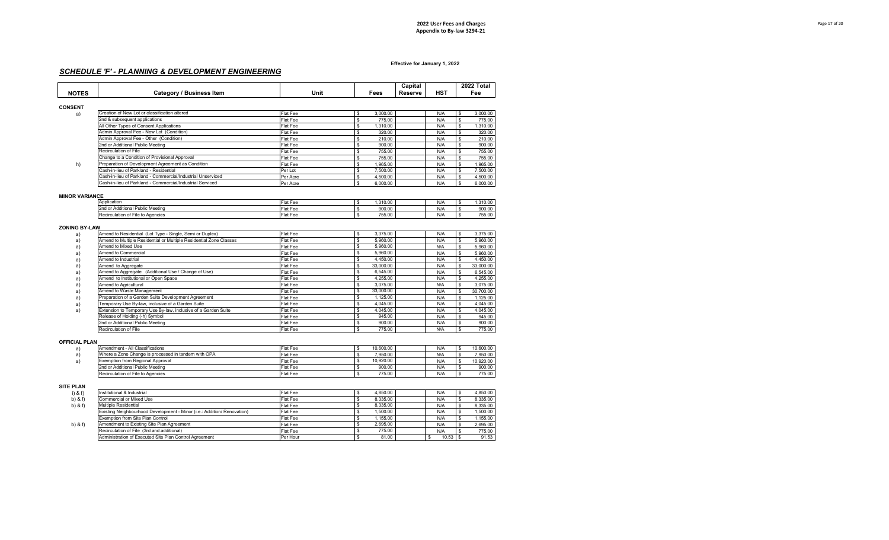**Effective for January 1, 2022**

## *SCHEDULE 'F' - PLANNING & DEVELOPMENT ENGINEERING*

| NOTES | Category / Business Item | Unit | Fees | Capital Reserve | HST | 2022 Total Fee |
|---|---|---|---|---|---|---|
| **CONSENT** | | | | | | |
| a) | Creation of New Lot or classification altered | Flat Fee | $ 3,000.00 | | N/A | $ 3,000.00 |
| | 2nd & subsequent applications | Flat Fee | $ 775.00 | | N/A | $ 775.00 |
| | All Other Types of Consent Applications | Flat Fee | $ 1,310.00 | | N/A | $ 1,310.00 |
| | Admin Approval Fee - New Lot (Condition) | Flat Fee | $ 320.00 | | N/A | $ 320.00 |
| | Admin Approval Fee - Other (Condition) | Flat Fee | $ 210.00 | | N/A | $ 210.00 |
| | 2nd or Additional Public Meeting | Flat Fee | $ 900.00 | | N/A | $ 900.00 |
| | Recirculation of File | Flat Fee | $ 755.00 | | N/A | $ 755.00 |
| | Change to a Condition of Provisional Approval | Flat Fee | $ 755.00 | | N/A | $ 755.00 |
| h) | Preparation of Development Agreement as Condition | Flat Fee | $ 1,965.00 | | N/A | $ 1,965.00 |
| | Cash-in-lieu of Parkland - Residential | Per Lot | $ 7,500.00 | | N/A | $ 7,500.00 |
| | Cash-in-lieu of Parkland - Commercial/Industrial Unserviced | Per Acre | $ 4,500.00 | | N/A | $ 4,500.00 |
| | Cash-in-lieu of Parkland - Commercial/Industrial Serviced | Per Acre | $ 6,000.00 | | N/A | $ 6,000.00 |
| **MINOR VARIANCE** | | | | | | |
| | Application | Flat Fee | $ 1,310.00 | | N/A | $ 1,310.00 |
| | 2nd or Additional Public Meeting | Flat Fee | $ 900.00 | | N/A | $ 900.00 |
| | Recirculation of File to Agencies | Flat Fee | $ 755.00 | | N/A | $ 755.00 |
| **ZONING BY-LAW** | | | | | | |
| a) | Amend to Residential (Lot Type - Single, Semi or Duplex) | Flat Fee | $ 3,375.00 | | N/A | $ 3,375.00 |
| a) | Amend to Multiple Residential or Multiple Residential Zone Classes | Flat Fee | $ 5,960.00 | | N/A | $ 5,960.00 |
| a) | Amend to Mixed Use | Flat Fee | $ 5,960.00 | | N/A | $ 5,960.00 |
| a) | Amend to Commercial | Flat Fee | $ 5,960.00 | | N/A | $ 5,960.00 |
| a) | Amend to Industrial | Flat Fee | $ 4,450.00 | | N/A | $ 4,450.00 |
| a) | Amend to Aggregate | Flat Fee | $ 33,000.00 | | N/A | $ 33,000.00 |
| a) | Amend to Aggregate (Additional Use / Change of Use) | Flat Fee | $ 6,545.00 | | N/A | $ 6,545.00 |
| a) | Amend to Institutional or Open Space | Flat Fee | $ 4,255.00 | | N/A | $ 4,255.00 |
| a) | Amend to Agricultural | Flat Fee | $ 3,075.00 | | N/A | $ 3,075.00 |
| a) | Amend to Waste Management | Flat Fee | $ 33,000.00 | | N/A | $ 30,700.00 |
| a) | Preparation of a Garden Suite Development Agreement | Flat Fee | $ 1,125.00 | | N/A | $ 1,125.00 |
| a) | Temporary Use By-law, inclusive of a Garden Suite | Flat Fee | $ 4,045.00 | | N/A | $ 4,045.00 |
| a) | Extension to Temporary Use By-law, inclusive of a Garden Suite | Flat Fee | $ 4,045.00 | | N/A | $ 4,045.00 |
| | Release of Holding (-h) Symbol | Flat Fee | $ 945.00 | | N/A | $ 945.00 |
| | 2nd or Additional Public Meeting | Flat Fee | $ 900.00 | | N/A | $ 900.00 |
| | Recirculation of File | Flat Fee | $ 775.00 | | N/A | $ 775.00 |
| **OFFICIAL PLAN** | | | | | | |
| a) | Amendment - All Classifications | Flat Fee | $ 10,600.00 | | N/A | $ 10,600.00 |
| a) | Where a Zone Change is processed in tandem with OPA | Flat Fee | $ 7,950.00 | | N/A | $ 7,950.00 |
| a) | Exemption from Regional Approval | Flat Fee | $ 10,920.00 | | N/A | $ 10,920.00 |
| | 2nd or Additional Public Meeting | Flat Fee | $ 900.00 | | N/A | $ 900.00 |
| | Recirculation of File to Agencies | Flat Fee | $ 775.00 | | N/A | $ 775.00 |
| **SITE PLAN** | | | | | | |
| i) & f) | Institutional & Industrial | Flat Fee | $ 4,850.00 | | N/A | $ 4,850.00 |
| b) & f) | Commercial or Mixed Use | Flat Fee | $ 8,335.00 | | N/A | $ 8,335.00 |
| b) & f) | Multiple Residential | Flat Fee | $ 8,335.00 | | N/A | $ 8,335.00 |
| | Existing Neighbourhood Development - Minor (i.e.: Addition/ Renovation) | Flat Fee | $ 1,500.00 | | N/A | $ 1,500.00 |
| | Exemption from Site Plan Control | Flat Fee | $ 1,155.00 | | N/A | $ 1,155.00 |
| b) & f) | Amendment to Existing Site Plan Agreement | Flat Fee | $ 2,695.00 | | N/A | $ 2,695.00 |
| | Recirculation of File (3rd and additional) | Flat Fee | $ 775.00 | | N/A | $ 775.00 |
| | Administration of Executed Site Plan Control Agreement | Per Hour | $ 81.00 | | $ 10.53 | $ 91.53 |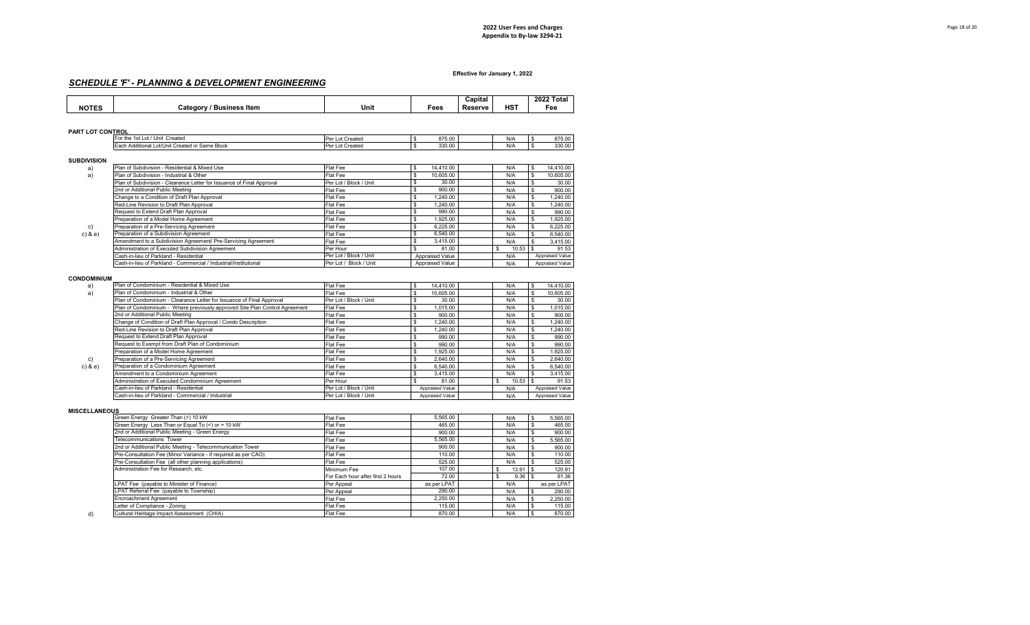**2022 User Fees and Charges**
**Appendix to By-law 3294-21**

**Effective for January 1, 2022**

## *SCHEDULE 'F' - PLANNING & DEVELOPMENT ENGINEERING*

| NOTES | Category / Business Item | Unit | Fees | Capital Reserve | HST | 2022 Total Fee |
|---|---|---|---|---|---|---|
| **PART LOT CONTROL** | | | | | | |
| | For the 1st Lot / Unit Created | Per Lot Created | $ 875.00 | | N/A | $ 875.00 |
| | Each Additional Lot/Unit Created in Same Block | Per Lot Created | $ 330.00 | | N/A | $ 330.00 |
| **SUBDIVISION** | | | | | | |
| a) | Plan of Subdivision - Residential & Mixed Use | Flat Fee | $ 14,410.00 | | N/A | $ 14,410.00 |
| a) | Plan of Subdivision - Industrial & Other | Flat Fee | $ 10,605.00 | | N/A | $ 10,605.00 |
| | Plan of Subdivision - Clearance Letter for Issuance of Final Approval | Per Lot / Block / Unit | $ 30.00 | | N/A | $ 30.00 |
| | 2nd or Additional Public Meeting | Flat Fee | $ 900.00 | | N/A | $ 900.00 |
| | Change to a Condition of Draft Plan Approval | Flat Fee | $ 1,240.00 | | N/A | $ 1,240.00 |
| | Red-Line Revision to Draft Plan Approval | Flat Fee | $ 1,240.00 | | N/A | $ 1,240.00 |
| | Request to Extend Draft Plan Approval | Flat Fee | $ 990.00 | | N/A | $ 990.00 |
| | Preparation of a Model Home Agreement | Flat Fee | $ 1,925.00 | | N/A | $ 1,925.00 |
| c) | Preparation of a Pre-Servicing Agreement | Flat Fee | $ 6,225.00 | | N/A | $ 6,225.00 |
| c) & e) | Preparation of a Subdivision Agreement | Flat Fee | $ 6,540.00 | | N/A | $ 6,540.00 |
| | Amendment to a Subdivision Agreement/ Pre-Servicing Agreement | Flat Fee | $ 3,415.00 | | N/A | $ 3,415.00 |
| | Administration of Executed Subdivision Agreement | Per Hour | $ 81.00 | | $ 10.53 | $ 91.53 |
| | Cash-in-lieu of Parkland - Residential | Per Lot / Block / Unit | Appraised Value | | N/A | Appraised Value |
| | Cash-in-lieu of Parkland - Commercial / Industrial/Institutional | Per Lot / Block / Unit | Appraised Value | | N/A | Appraised Value |
| **CONDOMINIUM** | | | | | | |
| a) | Plan of Condominium - Residential & Mixed Use | Flat Fee | $ 14,410.00 | | N/A | $ 14,410.00 |
| a) | Plan of Condominium - Industrial & Other | Flat Fee | $ 10,605.00 | | N/A | $ 10,605.00 |
| | Plan of Condominium - Clearance Letter for Issuance of Final Approval | Per Lot / Block / Unit | $ 30.00 | | N/A | $ 30.00 |
| | Plan of Condominium - Where previously approved Site Plan Control Agreement | Flat Fee | $ 1,015.00 | | N/A | $ 1,015.00 |
| | 2nd or Additional Public Meeting | Flat Fee | $ 900.00 | | N/A | $ 900.00 |
| | Change of Condition of Draft Plan Approval / Condo Description | Flat Fee | $ 1,240.00 | | N/A | $ 1,240.00 |
| | Red-Line Revision to Draft Plan Approval | Flat Fee | $ 1,240.00 | | N/A | $ 1,240.00 |
| | Request to Extend Draft Plan Approval | Flat Fee | $ 990.00 | | N/A | $ 990.00 |
| | Request to Exempt from Draft Plan of Condominium | Flat Fee | $ 990.00 | | N/A | $ 990.00 |
| | Preparation of a Model Home Agreement | Flat Fee | $ 1,925.00 | | N/A | $ 1,925.00 |
| c) | Preparation of a Pre-Servicing Agreement | Flat Fee | $ 2,640.00 | | N/A | $ 2,640.00 |
| c) & e) | Preparation of a Condominium Agreement | Flat Fee | $ 6,540.00 | | N/A | $ 6,540.00 |
| | Amendment to a Condominium Agreement | Flat Fee | $ 3,415.00 | | N/A | $ 3,415.00 |
| | Administration of Executed Condominium Agreement | Per Hour | $ 81.00 | | $ 10.53 | $ 91.53 |
| | Cash-in-lieu of Parkland - Residential | Per Lot / Block / Unit | Appraised Value | | N/A | Appraised Value |
| | Cash-in-lieu of Parkland - Commercial / Industrial | Per Lot / Block / Unit | Appraised Value | | N/A | Appraised Value |
| **MISCELLANEOUS** | | | | | | |
| | Green Energy Greater Than (>) 10 kW | Flat Fee | 5,565.00 | | N/A | $ 5,565.00 |
| | Green Energy Less Than or Equal To (<) or = 10 kW | Flat Fee | 465.00 | | N/A | $ 465.00 |
| | 2nd or Additional Public Meeting - Green Energy | Flat Fee | 900.00 | | N/A | $ 900.00 |
| | Telecommunications Tower | Flat Fee | 5,565.00 | | N/A | $ 5,565.00 |
| | 2nd or Additional Public Meeting - Telecommunication Tower | Flat Fee | 900.00 | | N/A | $ 900.00 |
| | Pre-Consultation Fee (Minor Variance - if required as per CAO) | Flat Fee | 110.00 | | N/A | $ 110.00 |
| | Pre-Consultation Fee (all other planning applications) | Flat Fee | 525.00 | | N/A | $ 525.00 |
| | Administration Fee for Research, etc. | Minimum Fee | 107.00 | | $ 13.91 | $ 120.91 |
| | | For Each hour after first 2 hours | 72.00 | | $ 9.36 | $ 81.36 |
| | LPAT Fee (payable to Minister of Finance) | Per Appeal | as per LPAT | | N/A | as per LPAT |
| | LPAT Referral Fee (payable to Township) | Per Appeal | 290.00 | | N/A | $ 290.00 |
| | Encroachment Agreement | Flat Fee | 2,250.00 | | N/A | $ 2,250.00 |
| | Letter of Compliance - Zoning | Flat Fee | 115.00 | | N/A | $ 115.00 |
| d) | Cultural Heritage Impact Assessment (CHIA) | Flat Fee | 870.00 | | N/A | $ 870.00 |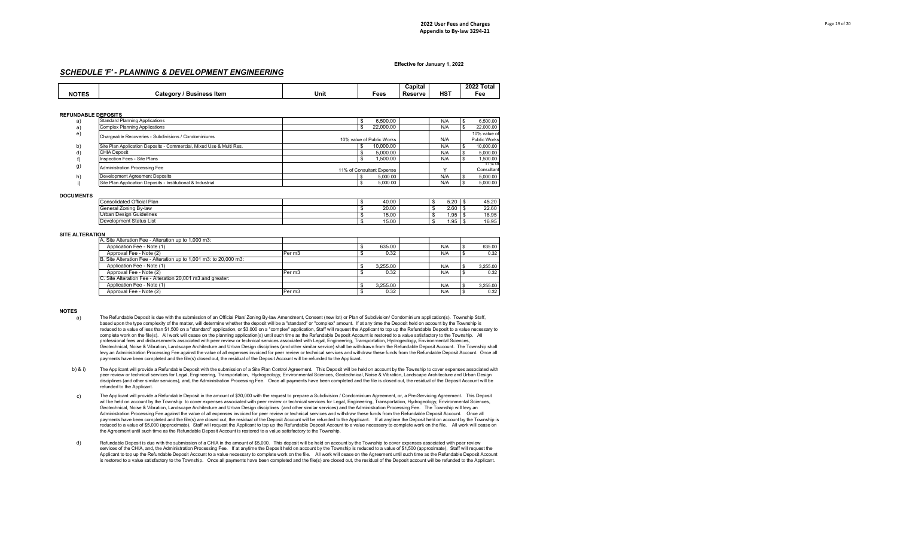**2022 User Fees and Charges**
**Appendix to By-law 3294-21**

**Effective for January 1, 2022**

## *SCHEDULE 'F' - PLANNING & DEVELOPMENT ENGINEERING*

| NOTES | Category / Business Item | Unit | Fees | Capital Reserve | HST | 2022 Total Fee |
|---|---|---|---|---|---|---|
| **REFUNDABLE DEPOSITS** | | | | | | |
| a) | Standard Planning Applications | | $ 6,500.00 | | N/A | $ 6,500.00 |
| a) | Complex Planning Applications | | $ 22,000.00 | | N/A | $ 22,000.00 |
| e) | Chargeable Recoveries - Subdivisions / Condominiums | | 10% value of Public Works | | N/A | 10% value of Public Works |
| b) | Site Plan Application Deposits - Commercial, Mixed Use & Multi Res. | | $ 10,000.00 | | N/A | $ 10,000.00 |
| d) | CHIA Deposit | | $ 5,000.00 | | N/A | $ 5,000.00 |
| f) | Inspection Fees - Site Plans | | $ 1,500.00 | | N/A | $ 1,500.00 |
| g) | Administration Processing Fee | | 11% of Consultant Expense | | Y | 11% of Consultant |
| h) | Development Agreement Deposits | | $ 5,000.00 | | N/A | $ 5,000.00 |
| i) | Site Plan Application Deposits - Institutional & Industrial | | $ 5,000.00 | | N/A | $ 5,000.00 |
| **DOCUMENTS** | | | | | | |
| | Consolidated Official Plan | | $ 40.00 | | $ 5.20 | $ 45.20 |
| | General Zoning By-law | | $ 20.00 | | $ 2.60 | $ 22.60 |
| | Urban Design Guidelines | | $ 15.00 | | $ 1.95 | $ 16.95 |
| | Development Status List | | $ 15.00 | | $ 1.95 | $ 16.95 |
| **SITE ALTERATION** | | | | | | |
| | A. Site Alteration Fee - Alteration up to 1,000 m3: | | | | | |
| | Application Fee - Note (1) | | $ 635.00 | | N/A | $ 635.00 |
| | Approval Fee - Note (2) | Per m3 | $ 0.32 | | N/A | $ 0.32 |
| | B. Site Alteration Fee - Alteration up to 1,001 m3: to 20,000 m3: | | | | | |
| | Application Fee - Note (1) | | $ 3,255.00 | | N/A | $ 3,255.00 |
| | Approval Fee - Note (2) | Per m3 | $ 0.32 | | N/A | $ 0.32 |
| | C. Site Alteration Fee - Alteration 20,001 m3 and greater: | | | | | |
| | Application Fee - Note (1) | | $ 3,255.00 | | N/A | $ 3,255.00 |
| | Approval Fee - Note (2) | Per m3 | $ 0.32 | | N/A | $ 0.32 |

**NOTES**

a) The Refundable Deposit is due with the submission of an Official Plan/ Zoning By-law Amendment, Consent (new lot) or Plan of Subdivision/ Condominium application(s). Township Staff, based upon the type complexity of the matter, will determine whether the deposit will be a "standard" or "complex" amount. If at any time the Deposit held on account by the Township is reduced to a value of less than $1,500 on a "standard" application, or $3,000 on a "complex" application, Staff will request the Applicant to top up the Refundable Deposit to a value necessary to complete work on the file(s). All work will cease on the planning application(s) until such time as the Refundable Deposit Account is restored to a value satisfactory to the Township. All professional fees and disbursements associated with peer review or technical services associated with Legal, Engineering, Transportation, Hydrogeology, Environmental Sciences, Geotechnical, Noise & Vibration, Landscape Architecture and Urban Design disciplines (and other similar service) shall be withdrawn from the Refundable Deposit Account. The Township shall levy an Administration Processing Fee against the value of all expenses invoiced for peer review or technical services and withdraw these funds from the Refundable Deposit Account. Once all payments have been completed and the file(s) closed out, the residual of the Deposit Account will be refunded to the Applicant.

b) & i) The Applicant will provide a Refundable Deposit with the submission of a Site Plan Control Agreement. This Deposit will be held on account by the Township to cover expenses associated with peer review or technical services for Legal, Engineering, Transportation, Hydrogeology, Environmental Sciences, Geotechnical, Noise & Vibration, Landscape Architecture and Urban Design disciplines (and other similar services), and, the Administration Processing Fee. Once all payments have been completed and the file is closed out, the residual of the Deposit Account will be refunded to the Applicant.

c) The Applicant will provide a Refundable Deposit in the amount of $30,000 with the request to prepare a Subdivision / Condominium Agreement, or, a Pre-Servicing Agreement. This Deposit will be held on account by the Township to cover expenses associated with peer review or technical services for Legal, Engineering, Transportation, Hydrogeology, Environmental Sciences, Geotechnical, Noise & Vibration, Landscape Architecture and Urban Design disciplines (and other similar services) and the Administration Processing Fee. The Township will levy an Administration Processing Fee against the value of all expenses invoiced for peer review or technical services and withdraw these funds from the Refundable Deposit Account. Once all payments have been completed and the file(s) are closed out, the residual of the Deposit Account will be refunded to the Applicant. If at anytime the Deposit held on account by the Township is reduced to a value of $5,000 (approximate), Staff will request the Applicant to top up the Refundable Deposit Account to a value necessary to complete work on the file. All work will cease on the Agreement until such time as the Refundable Deposit Account is restored to a value satisfactory to the Township.

d) Refundable Deposit is due with the submission of a CHIA in the amount of $5,000. This deposit will be held on account by the Township to cover expenses associated with peer review services of the CHIA, and, the Administration Processing Fee. If at anytime the Deposit held on account by the Township is reduced to a value of $1,500 (approximate), Staff will request the Applicant to top up the Refundable Deposit Account to a value necessary to complete work on the file. All work will cease on the Agreement until such time as the Refundable Deposit Account is restored to a value satisfactory to the Township. Once all payments have been completed and the file(s) are closed out, the residual of the Deposit account will be refunded to the Applicant.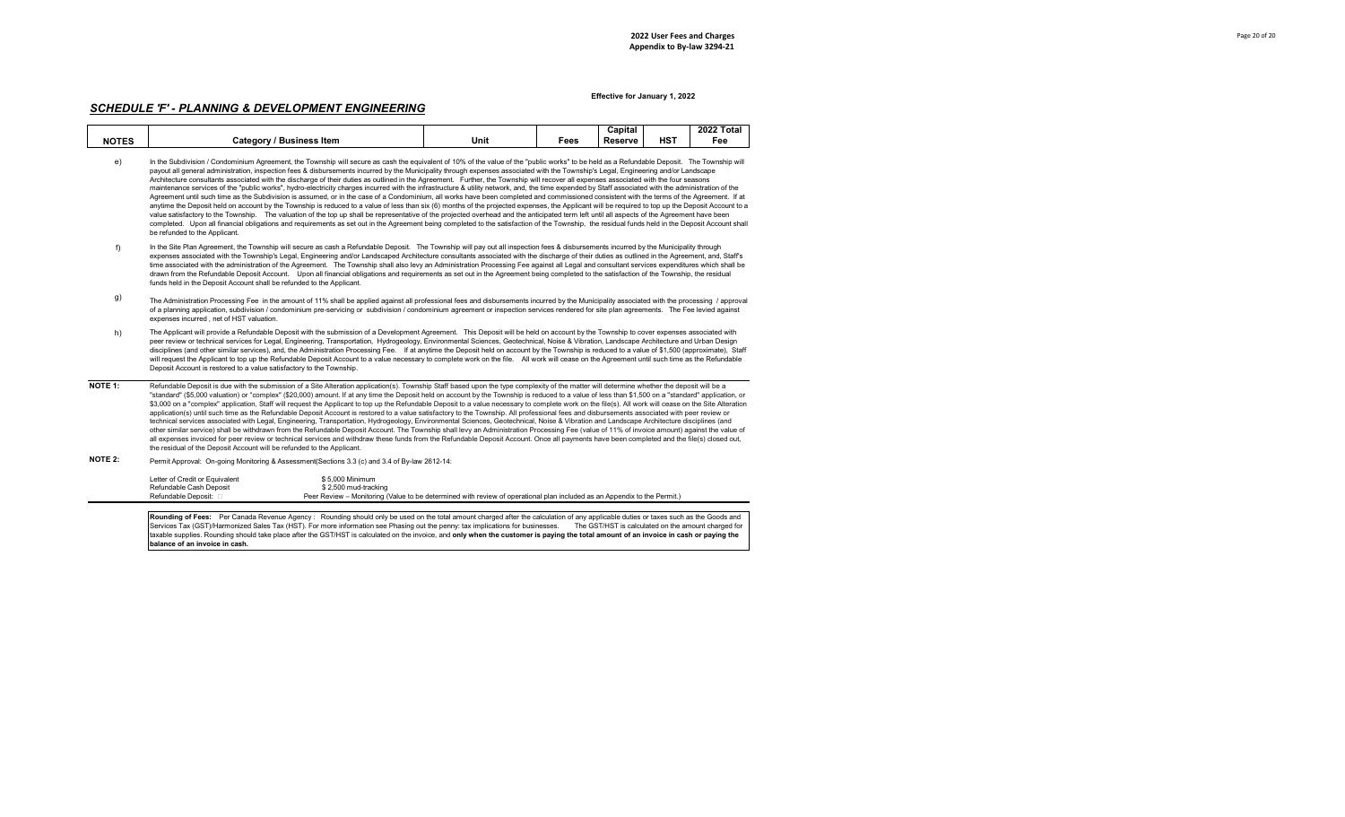**2022 User Fees and Charges**
**Appendix to By-law 3294-21**

**Effective for January 1, 2022**

## *SCHEDULE 'F' - PLANNING & DEVELOPMENT ENGINEERING*

| NOTES | Category / Business Item | Unit | Fees | Capital Reserve | HST | 2022 Total Fee |
|---|---|---|---|---|---|---|
| e) | In the Subdivision / Condominium Agreement, the Township will secure as cash the equivalent of 10% of the value of the "public works" to be held as a Refundable Deposit. The Township will payout all general administration, inspection fees & disbursements incurred by the Municipality through expenses associated with the Township's Legal, Engineering and/or Landscape Architecture consultants associated with the discharge of their duties as outlined in the Agreement. Further, the Township will recover all expenses associated with the four seasons maintenance services of the "public works", hydro-electricity charges incurred with the infrastructure & utility network, and, the time expended by Staff associated with the administration of the Agreement until such time as the Subdivision is assumed, or in the case of a Condominium, all works have been completed and commissioned consistent with the terms of the Agreement. If at anytime the Deposit held on account by the Township is reduced to a value of less than six (6) months of the projected expenses, the Applicant will be required to top up the Deposit Account to a value satisfactory to the Township. The valuation of the top up shall be representative of the projected overhead and the anticipated term left until all aspects of the Agreement have been completed. Upon all financial obligations and requirements as set out in the Agreement being completed to the satisfaction of the Township, the residual funds held in the Deposit Account shall be refunded to the Applicant. | | | | | |
| f) | In the Site Plan Agreement, the Township will secure as cash a Refundable Deposit. The Township will pay out all inspection fees & disbursements incurred by the Municipality through expenses associated with the Township's Legal, Engineering and/or Landscaped Architecture consultants associated with the discharge of their duties as outlined in the Agreement, and, Staff's time associated with the administration of the Agreement. The Township shall also levy an Administration Processing Fee against all Legal and consultant services expenditures which shall be drawn from the Refundable Deposit Account. Upon all financial obligations and requirements as set out in the Agreement being completed to the satisfaction of the Township, the residual funds held in the Deposit Account shall be refunded to the Applicant. | | | | | |
| g) | The Administration Processing Fee in the amount of 11% shall be applied against all professional fees and disbursements incurred by the Municipality associated with the processing / approval of a planning application, subdivision / condominium pre-servicing or subdivision / condominium agreement or inspection services rendered for site plan agreements. The Fee levied against expenses incurred , net of HST valuation. | | | | | |
| h) | The Applicant will provide a Refundable Deposit with the submission of a Development Agreement. This Deposit will be held on account by the Township to cover expenses associated with peer review or technical services for Legal, Engineering, Transportation, Hydrogeology, Environmental Sciences, Geotechnical, Noise & Vibration, Landscape Architecture and Urban Design disciplines (and other similar services), and, the Administration Processing Fee. If at anytime the Deposit held on account by the Township is reduced to a value of $1,500 (approximate), Staff will request the Applicant to top up the Refundable Deposit Account to a value necessary to complete work on the file. All work will cease on the Agreement until such time as the Refundable Deposit Account is restored to a value satisfactory to the Township. | | | | | |
| **NOTE 1:** | Refundable Deposit is due with the submission of a Site Alteration application(s). Township Staff based upon the type complexity of the matter will determine whether the deposit will be a "standard" ($5,000 valuation) or "complex" ($20,000) amount. If at any time the Deposit held on account by the Township is reduced to a value of less than $1,500 on a "standard" application, or $3,000 on a "complex" application, Staff will request the Applicant to top up the Refundable Deposit to a value necessary to complete work on the file(s). All work will cease on the Site Alteration application(s) until such time as the Refundable Deposit Account is restored to a value satisfactory to the Township. All professional fees and disbursements associated with peer review or technical services associated with Legal, Engineering, Transportation, Hydrogeology, Environmental Sciences, Geotechnical, Noise & Vibration and Landscape Architecture disciplines (and other similar service) shall be withdrawn from the Refundable Deposit Account. The Township shall levy an Administration Processing Fee (value of 11% of invoice amount) against the value of all expenses invoiced for peer review or technical services and withdraw these funds from the Refundable Deposit Account. Once all payments have been completed and the file(s) closed out, the residual of the Deposit Account will be refunded to the Applicant. | | | | | |
| **NOTE 2:** | Permit Approval: On-going Monitoring & Assessment(Sections 3.3 (c) and 3.4 of By-law 2612-14:<br><br>Letter of Credit or Equivalent — $ 5,000 Minimum<br>Refundable Cash Deposit — $ 2,500 mud-tracking<br>Refundable Deposit: — Peer Review – Monitoring (Value to be determined with review of operational plan included as an Appendix to the Permit.) | | | | | |

**Rounding of Fees:** Per Canada Revenue Agency : Rounding should only be used on the total amount charged after the calculation of any applicable duties or taxes such as the Goods and Services Tax (GST)/Harmonized Sales Tax (HST). For more information see Phasing out the penny: tax implications for businesses. The GST/HST is calculated on the amount charged for taxable supplies. Rounding should take place after the GST/HST is calculated on the invoice, and **only when the customer is paying the total amount of an invoice in cash or paying the balance of an invoice in cash.**